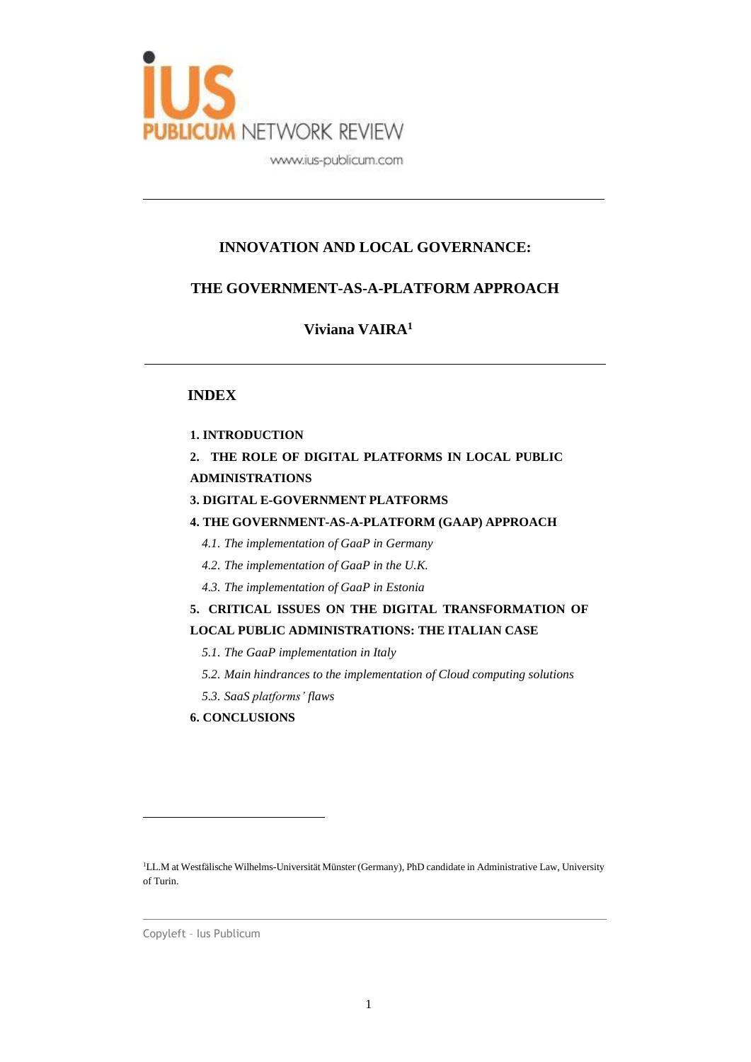# INNOVATION AND LOCAL GOVERNANCE:

# THE GOVERNMENT-AS-A-PLATFORM APPROACH

**Viviana VAIRA**[1]

## INDEX

**1. INTRODUCTION**

**2. THE ROLE OF DIGITAL PLATFORMS IN LOCAL PUBLIC ADMINISTRATIONS**

**3. DIGITAL E-GOVERNMENT PLATFORMS**

**4. THE GOVERNMENT-AS-A-PLATFORM (GAAP) APPROACH**

*4.1. The implementation of GaaP in Germany*

*4.2. The implementation of GaaP in the U.K.*

*4.3. The implementation of GaaP in Estonia*

**5. CRITICAL ISSUES ON THE DIGITAL TRANSFORMATION OF LOCAL PUBLIC ADMINISTRATIONS: THE ITALIAN CASE**

*5.1. The GaaP implementation in Italy*

*5.2. Main hindrances to the implementation of Cloud computing solutions*

*5.3. SaaS platforms' flaws*

**6. CONCLUSIONS**

---

[1] LL.M at Westfälische Wilhelms-Universität Münster (Germany), PhD candidate in Administrative Law, University of Turin.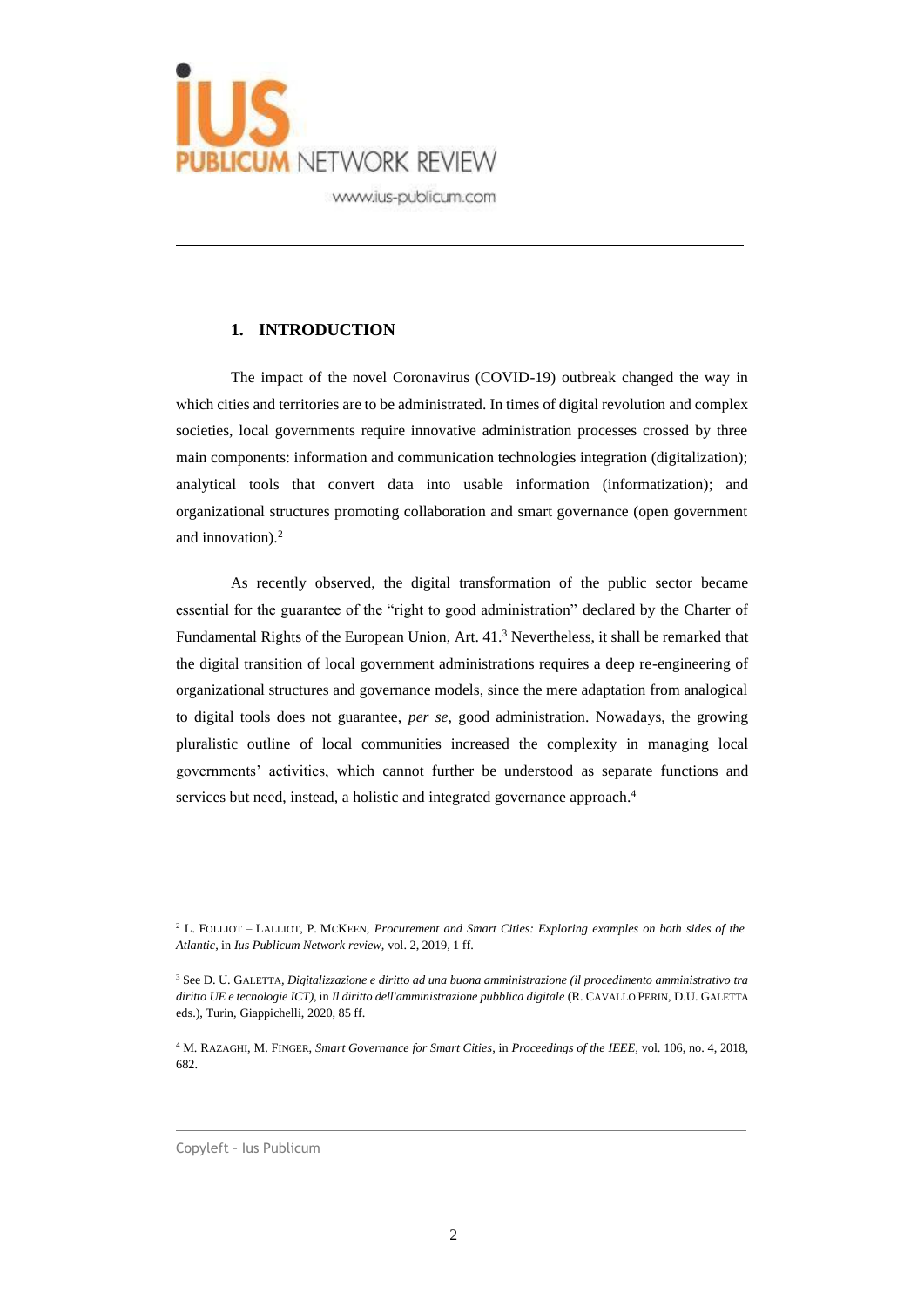## 1. INTRODUCTION

The impact of the novel Coronavirus (COVID-19) outbreak changed the way in which cities and territories are to be administrated. In times of digital revolution and complex societies, local governments require innovative administration processes crossed by three main components: information and communication technologies integration (digitalization); analytical tools that convert data into usable information (informatization); and organizational structures promoting collaboration and smart governance (open government and innovation).[2]

As recently observed, the digital transformation of the public sector became essential for the guarantee of the "right to good administration" declared by the Charter of Fundamental Rights of the European Union, Art. 41.[3] Nevertheless, it shall be remarked that the digital transition of local government administrations requires a deep re-engineering of organizational structures and governance models, since the mere adaptation from analogical to digital tools does not guarantee, *per se*, good administration. Nowadays, the growing pluralistic outline of local communities increased the complexity in managing local governments' activities, which cannot further be understood as separate functions and services but need, instead, a holistic and integrated governance approach.[4]

---

[2] L. Folliot – Lalliot, P. McKeen, *Procurement and Smart Cities: Exploring examples on both sides of the Atlantic*, in *Ius Publicum Network review*, vol. 2, 2019, 1 ff.

[3] See D. U. Galetta, *Digitalizzazione e diritto ad una buona amministrazione (il procedimento amministrativo tra diritto UE e tecnologie ICT)*, in *Il diritto dell'amministrazione pubblica digitale* (R. Cavallo Perin, D.U. Galetta eds.), Turin, Giappichelli, 2020, 85 ff.

[4] M. Razaghi, M. Finger, *Smart Governance for Smart Cities*, in *Proceedings of the IEEE*, vol. 106, no. 4, 2018, 682.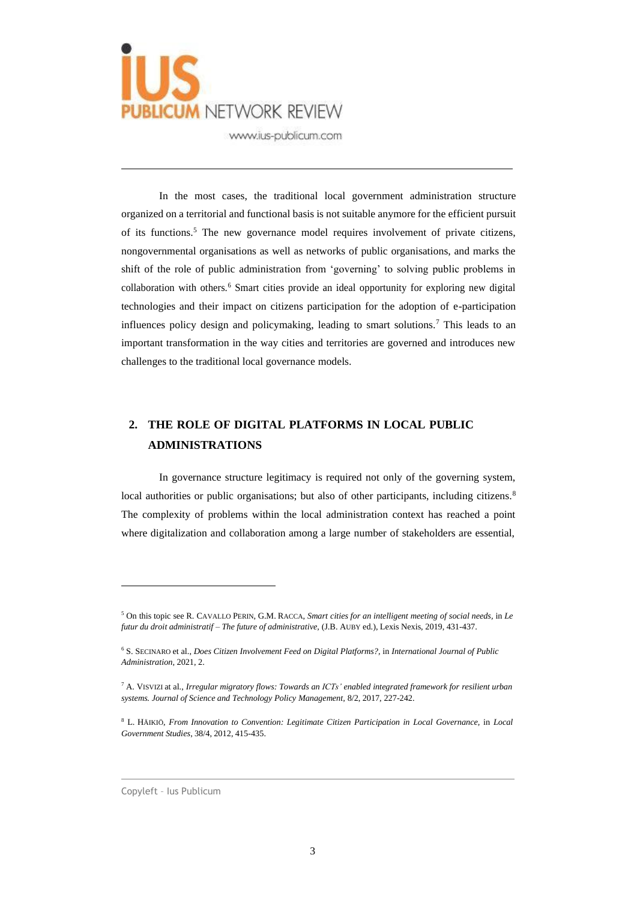In the most cases, the traditional local government administration structure organized on a territorial and functional basis is not suitable anymore for the efficient pursuit of its functions.[5] The new governance model requires involvement of private citizens, nongovernmental organisations as well as networks of public organisations, and marks the shift of the role of public administration from 'governing' to solving public problems in collaboration with others.[6] Smart cities provide an ideal opportunity for exploring new digital technologies and their impact on citizens participation for the adoption of e-participation influences policy design and policymaking, leading to smart solutions.[7] This leads to an important transformation in the way cities and territories are governed and introduces new challenges to the traditional local governance models.

## 2. THE ROLE OF DIGITAL PLATFORMS IN LOCAL PUBLIC ADMINISTRATIONS

In governance structure legitimacy is required not only of the governing system, local authorities or public organisations; but also of other participants, including citizens.[8] The complexity of problems within the local administration context has reached a point where digitalization and collaboration among a large number of stakeholders are essential,

---

[5] On this topic see R. CAVALLO PERIN, G.M. RACCA, *Smart cities for an intelligent meeting of social needs*, in *Le futur du droit administratif – The future of administrative*, (J.B. AUBY ed.), Lexis Nexis, 2019, 431-437.

[6] S. SECINARO et al., *Does Citizen Involvement Feed on Digital Platforms?*, in *International Journal of Public Administration*, 2021, 2.

[7] A. VISVIZI at al., *Irregular migratory flows: Towards an ICTs' enabled integrated framework for resilient urban systems. Journal of Science and Technology Policy Management*, 8/2, 2017, 227-242.

[8] L. HÄIKIÖ, *From Innovation to Convention: Legitimate Citizen Participation in Local Governance*, in *Local Government Studies*, 38/4, 2012, 415-435.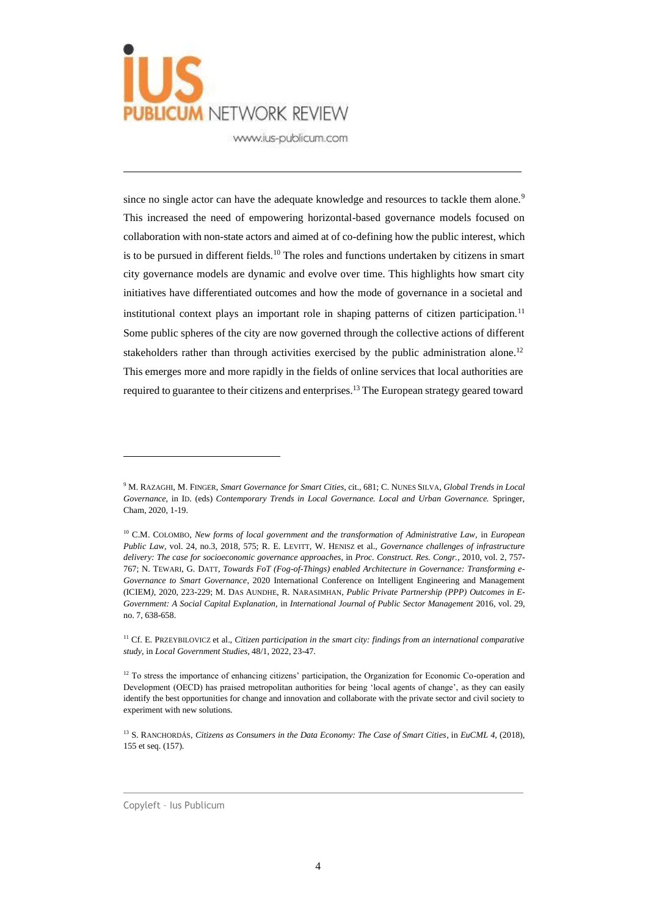since no single actor can have the adequate knowledge and resources to tackle them alone.[9] This increased the need of empowering horizontal-based governance models focused on collaboration with non-state actors and aimed at of co-defining how the public interest, which is to be pursued in different fields.[10] The roles and functions undertaken by citizens in smart city governance models are dynamic and evolve over time. This highlights how smart city initiatives have differentiated outcomes and how the mode of governance in a societal and institutional context plays an important role in shaping patterns of citizen participation.[11] Some public spheres of the city are now governed through the collective actions of different stakeholders rather than through activities exercised by the public administration alone.[12] This emerges more and more rapidly in the fields of online services that local authorities are required to guarantee to their citizens and enterprises.[13] The European strategy geared toward

---

[9] M. Razaghi, M. Finger, *Smart Governance for Smart Cities*, cit., 681; C. Nunes Silva, *Global Trends in Local Governance,* in Id. (eds) *Contemporary Trends in Local Governance. Local and Urban Governance.* Springer, Cham, 2020, 1-19.

[10] C.M. Colombo, *New forms of local government and the transformation of Administrative Law,* in *European Public Law,* vol. 24, no.3, 2018, 575; R. E. Levitt, W. Henisz et al., *Governance challenges of infrastructure delivery: The case for socioeconomic governance approaches,* in *Proc. Construct. Res. Congr.,* 2010, vol. 2, 757-767; N. Tewari, G. Datt, *Towards FoT (Fog-of-Things) enabled Architecture in Governance: Transforming e-Governance to Smart Governance*, 2020 International Conference on Intelligent Engineering and Management (ICIEM*)*, 2020, 223-229; M. Das Aundhe, R. Narasimhan, *Public Private Partnership (PPP) Outcomes in E-Government: A Social Capital Explanation,* in *International Journal of Public Sector Management* 2016, vol. 29, no. 7, 638-658.

[11] Cf. E. Przeybilovicz et al., *Citizen participation in the smart city: findings from an international comparative study*, in *Local Government Studies*, 48/1, 2022, 23-47.

[12] To stress the importance of enhancing citizens' participation, the Organization for Economic Co-operation and Development (OECD) has praised metropolitan authorities for being 'local agents of change', as they can easily identify the best opportunities for change and innovation and collaborate with the private sector and civil society to experiment with new solutions.

[13] S. Ranchordás, *Citizens as Consumers in the Data Economy: The Case of Smart Cities*, in *EuCML 4,* (2018), 155 et seq. (157).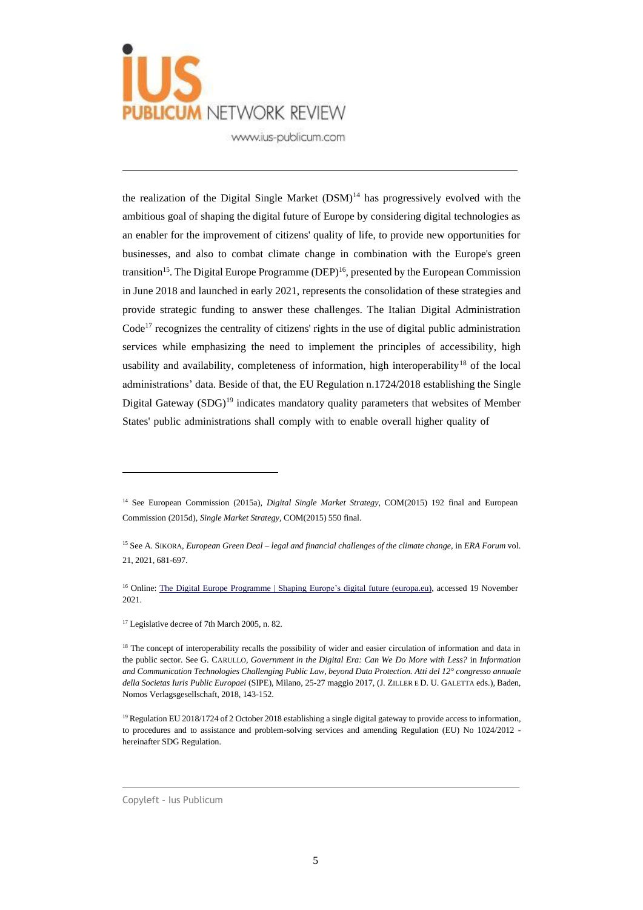the realization of the Digital Single Market (DSM)[14] has progressively evolved with the ambitious goal of shaping the digital future of Europe by considering digital technologies as an enabler for the improvement of citizens' quality of life, to provide new opportunities for businesses, and also to combat climate change in combination with the Europe's green transition[15]. The Digital Europe Programme (DEP)[16], presented by the European Commission in June 2018 and launched in early 2021, represents the consolidation of these strategies and provide strategic funding to answer these challenges. The Italian Digital Administration Code[17] recognizes the centrality of citizens' rights in the use of digital public administration services while emphasizing the need to implement the principles of accessibility, high usability and availability, completeness of information, high interoperability[18] of the local administrations' data. Beside of that, the EU Regulation n.1724/2018 establishing the Single Digital Gateway (SDG)[19] indicates mandatory quality parameters that websites of Member States' public administrations shall comply with to enable overall higher quality of

---

[14] See European Commission (2015a), *Digital Single Market Strategy*, COM(2015) 192 final and European Commission (2015d), *Single Market Strategy*, COM(2015) 550 final.

[15] See A. SIKORA, *European Green Deal – legal and financial challenges of the climate change*, in *ERA Forum* vol. 21, 2021, 681-697.

[16] Online: [The Digital Europe Programme | Shaping Europe's digital future (europa.eu)](), accessed 19 November 2021.

[17] Legislative decree of 7th March 2005, n. 82.

[18] The concept of interoperability recalls the possibility of wider and easier circulation of information and data in the public sector. See G. CARULLO, *Government in the Digital Era: Can We Do More with Less?* in *Information and Communication Technologies Challenging Public Law, beyond Data Protection. Atti del 12° congresso annuale della Societas Iuris Public Europaei* (SIPE), Milano, 25-27 maggio 2017, (J. ZILLER E D. U. GALETTA eds.), Baden, Nomos Verlagsgesellschaft, 2018, 143-152.

[19] Regulation EU 2018/1724 of 2 October 2018 establishing a single digital gateway to provide access to information, to procedures and to assistance and problem-solving services and amending Regulation (EU) No 1024/2012 - hereinafter SDG Regulation.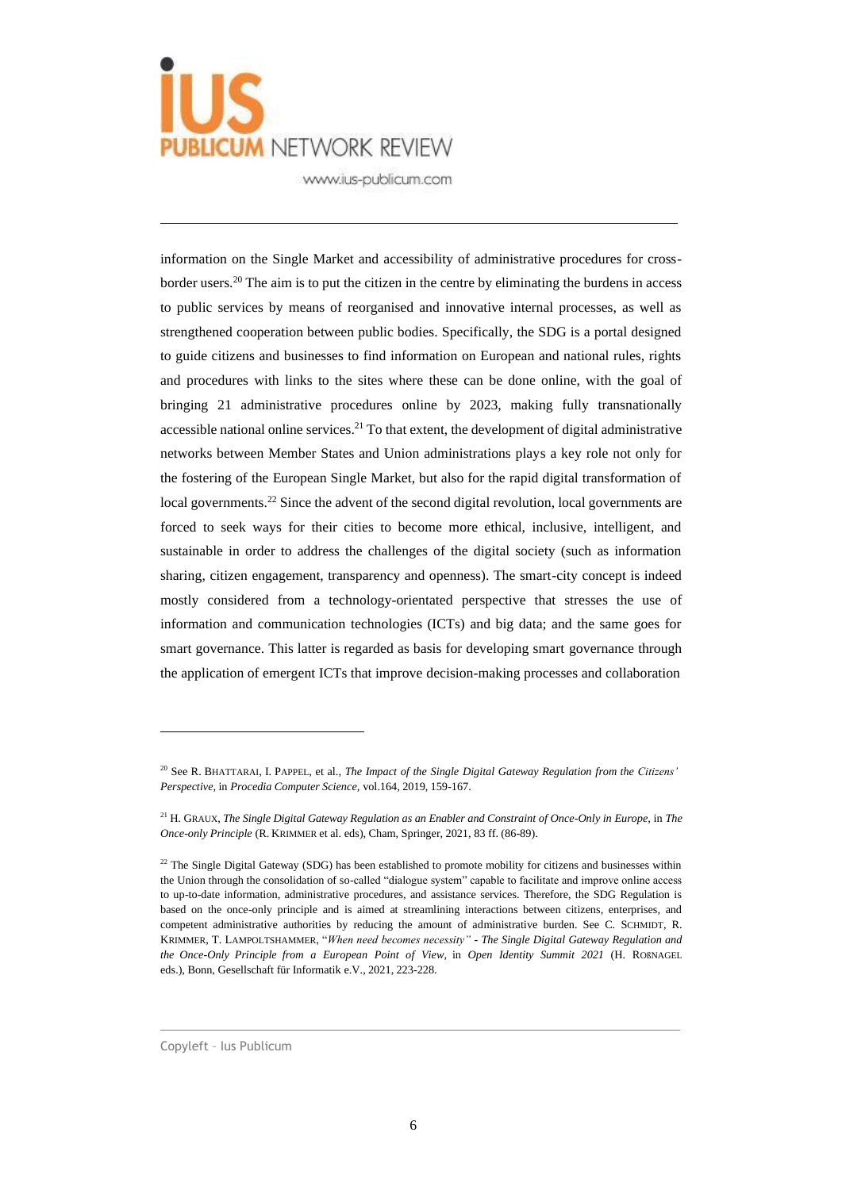information on the Single Market and accessibility of administrative procedures for cross-border users.[20] The aim is to put the citizen in the centre by eliminating the burdens in access to public services by means of reorganised and innovative internal processes, as well as strengthened cooperation between public bodies. Specifically, the SDG is a portal designed to guide citizens and businesses to find information on European and national rules, rights and procedures with links to the sites where these can be done online, with the goal of bringing 21 administrative procedures online by 2023, making fully transnationally accessible national online services.[21] To that extent, the development of digital administrative networks between Member States and Union administrations plays a key role not only for the fostering of the European Single Market, but also for the rapid digital transformation of local governments.[22] Since the advent of the second digital revolution, local governments are forced to seek ways for their cities to become more ethical, inclusive, intelligent, and sustainable in order to address the challenges of the digital society (such as information sharing, citizen engagement, transparency and openness). The smart-city concept is indeed mostly considered from a technology-orientated perspective that stresses the use of information and communication technologies (ICTs) and big data; and the same goes for smart governance. This latter is regarded as basis for developing smart governance through the application of emergent ICTs that improve decision-making processes and collaboration

---

[20] See R. BHATTARAI, I. PAPPEL, et al., *The Impact of the Single Digital Gateway Regulation from the Citizens' Perspective*, in *Procedia Computer Science*, vol.164, 2019, 159-167.

[21] H. GRAUX, *The Single Digital Gateway Regulation as an Enabler and Constraint of Once-Only in Europe*, in *The Once-only Principle* (R. KRIMMER et al. eds), Cham, Springer, 2021, 83 ff. (86-89).

[22] The Single Digital Gateway (SDG) has been established to promote mobility for citizens and businesses within the Union through the consolidation of so-called "dialogue system" capable to facilitate and improve online access to up-to-date information, administrative procedures, and assistance services. Therefore, the SDG Regulation is based on the once-only principle and is aimed at streamlining interactions between citizens, enterprises, and competent administrative authorities by reducing the amount of administrative burden. See C. SCHMIDT, R. KRIMMER, T. LAMPOLTSHAMMER, "*When need becomes necessity" - The Single Digital Gateway Regulation and the Once-Only Principle from a European Point of View*, in *Open Identity Summit 2021* (H. ROßNAGEL eds.), Bonn, Gesellschaft für Informatik e.V., 2021, 223-228.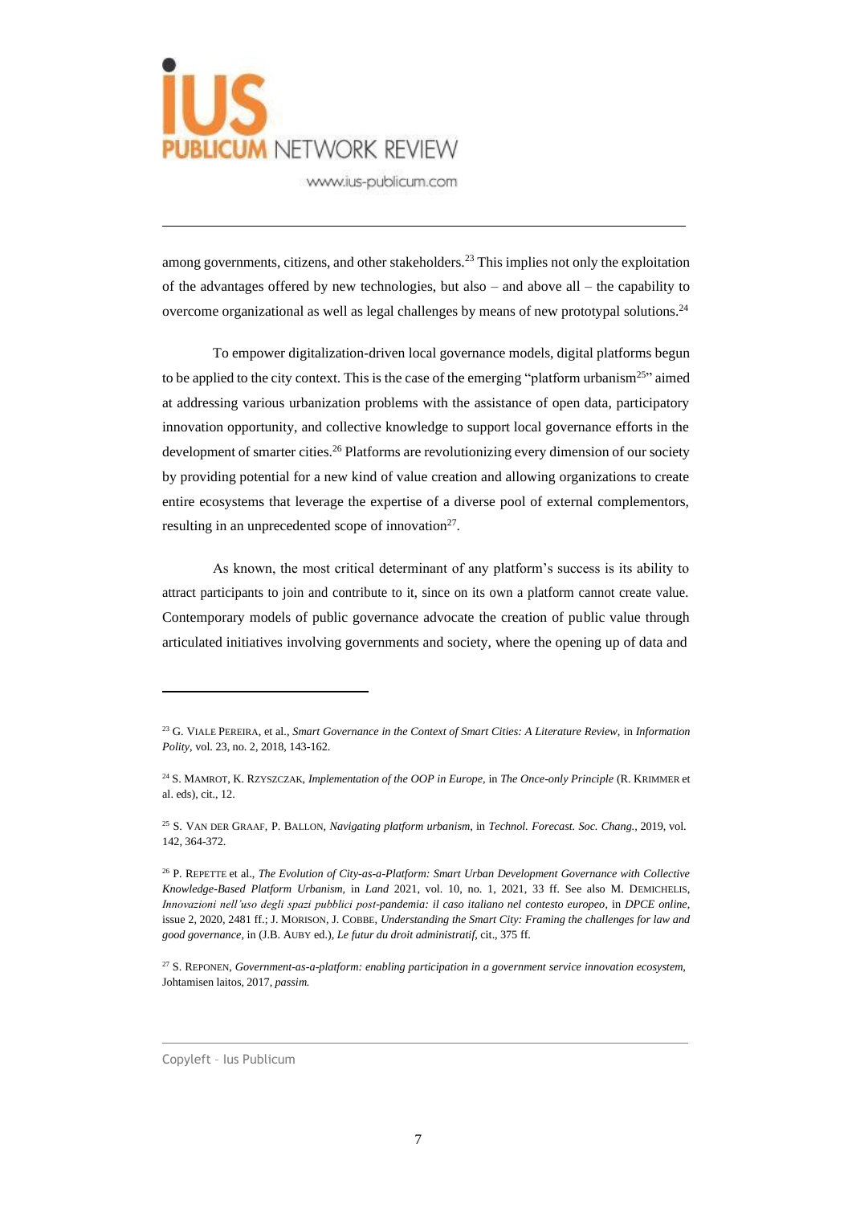among governments, citizens, and other stakeholders.[23] This implies not only the exploitation of the advantages offered by new technologies, but also – and above all – the capability to overcome organizational as well as legal challenges by means of new prototypal solutions.[24]

To empower digitalization-driven local governance models, digital platforms begun to be applied to the city context. This is the case of the emerging "platform urbanism[25]" aimed at addressing various urbanization problems with the assistance of open data, participatory innovation opportunity, and collective knowledge to support local governance efforts in the development of smarter cities.[26] Platforms are revolutionizing every dimension of our society by providing potential for a new kind of value creation and allowing organizations to create entire ecosystems that leverage the expertise of a diverse pool of external complementors, resulting in an unprecedented scope of innovation[27].

As known, the most critical determinant of any platform's success is its ability to attract participants to join and contribute to it, since on its own a platform cannot create value. Contemporary models of public governance advocate the creation of public value through articulated initiatives involving governments and society, where the opening up of data and

---

[23] G. Viale Pereira, et al., *Smart Governance in the Context of Smart Cities: A Literature Review*, in *Information Polity*, vol. 23, no. 2, 2018, 143-162.

[24] S. Mamrot, K. Rzyszczak, *Implementation of the OOP in Europe*, in *The Once-only Principle* (R. Krimmer et al. eds), cit., 12.

[25] S. Van der Graaf, P. Ballon, *Navigating platform urbanism*, in *Technol. Forecast. Soc. Chang.*, 2019, vol. 142, 364-372.

[26] P. Repette et al., *The Evolution of City-as-a-Platform: Smart Urban Development Governance with Collective Knowledge-Based Platform Urbanism*, in *Land* 2021, vol. 10, no. 1, 2021, 33 ff. See also M. Demichelis, *Innovazioni nell'uso degli spazi pubblici post-pandemia: il caso italiano nel contesto europeo*, in *DPCE online*, issue 2, 2020, 2481 ff.; J. Morison, J. Cobbe, *Understanding the Smart City: Framing the challenges for law and good governance*, in (J.B. Auby ed.), *Le futur du droit administratif*, cit., 375 ff.

[27] S. Reponen, *Government-as-a-platform: enabling participation in a government service innovation ecosystem*, Johtamisen laitos, 2017, *passim*.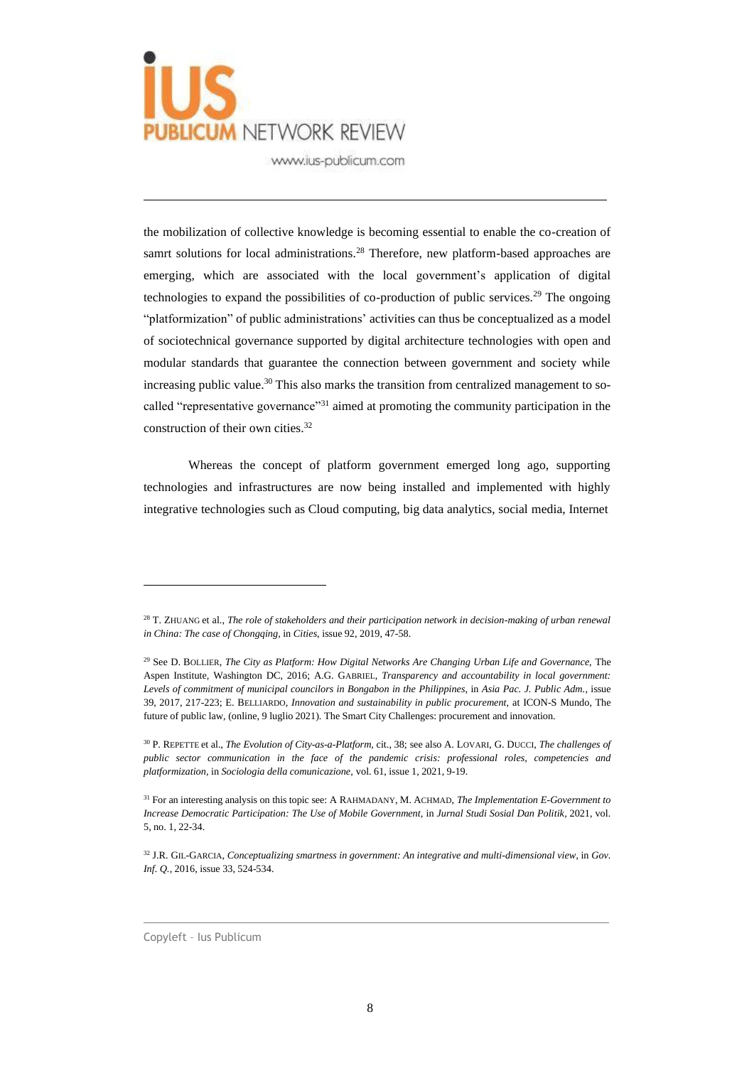the mobilization of collective knowledge is becoming essential to enable the co-creation of samrt solutions for local administrations.[28] Therefore, new platform-based approaches are emerging, which are associated with the local government's application of digital technologies to expand the possibilities of co-production of public services.[29] The ongoing "platformization" of public administrations' activities can thus be conceptualized as a model of sociotechnical governance supported by digital architecture technologies with open and modular standards that guarantee the connection between government and society while increasing public value.[30] This also marks the transition from centralized management to so-called "representative governance"[31] aimed at promoting the community participation in the construction of their own cities.[32]

Whereas the concept of platform government emerged long ago, supporting technologies and infrastructures are now being installed and implemented with highly integrative technologies such as Cloud computing, big data analytics, social media, Internet

---

[28] T. Zhuang et al., *The role of stakeholders and their participation network in decision-making of urban renewal in China: The case of Chongqing*, in *Cities*, issue 92, 2019, 47-58.

[29] See D. Bollier, *The City as Platform: How Digital Networks Are Changing Urban Life and Governance*, The Aspen Institute, Washington DC, 2016; A.G. Gabriel, *Transparency and accountability in local government: Levels of commitment of municipal councilors in Bongabon in the Philippines*, in *Asia Pac. J. Public Adm.*, issue 39, 2017, 217-223; E. Belliardo, *Innovation and sustainability in public procurement*, at ICON-S Mundo, The future of public law, (online, 9 luglio 2021). The Smart City Challenges: procurement and innovation.

[30] P. Repette et al., *The Evolution of City-as-a-Platform*, cit., 38; see also A. Lovari, G. Ducci, *The challenges of public sector communication in the face of the pandemic crisis: professional roles, competencies and platformization*, in *Sociologia della comunicazione*, vol. 61, issue 1, 2021, 9-19.

[31] For an interesting analysis on this topic see: A Rahmadany, M. Achmad, *The Implementation E-Government to Increase Democratic Participation: The Use of Mobile Government*, in *Jurnal Studi Sosial Dan Politik*, 2021, vol. 5, no. 1, 22-34.

[32] J.R. Gil-Garcia, *Conceptualizing smartness in government: An integrative and multi-dimensional view*, in *Gov. Inf. Q.*, 2016, issue 33, 524-534.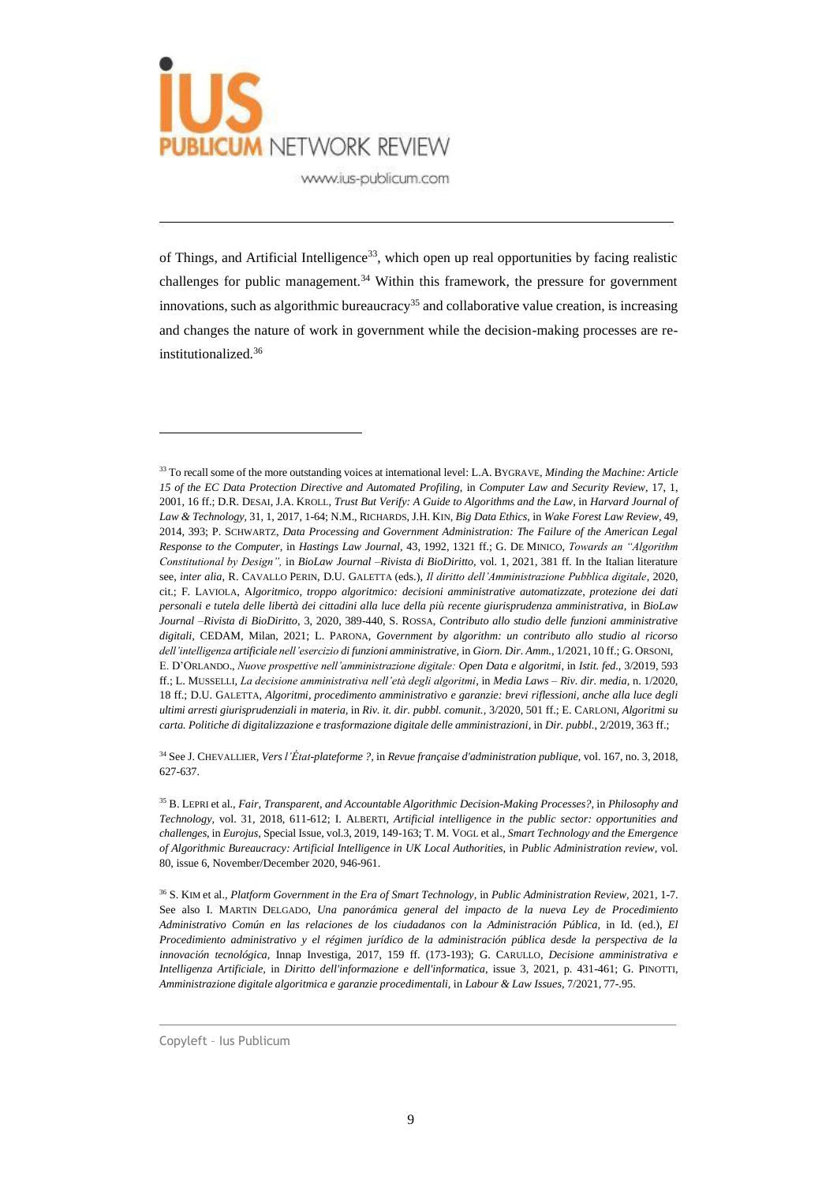of Things, and Artificial Intelligence[33], which open up real opportunities by facing realistic challenges for public management.[34] Within this framework, the pressure for government innovations, such as algorithmic bureaucracy[35] and collaborative value creation, is increasing and changes the nature of work in government while the decision-making processes are re-institutionalized.[36]

---

[33] To recall some of the more outstanding voices at international level: L.A. BYGRAVE, *Minding the Machine: Article 15 of the EC Data Protection Directive and Automated Profiling*, in *Computer Law and Security Review*, 17, 1, 2001, 16 ff.; D.R. DESAI, J.A. KROLL, *Trust But Verify: A Guide to Algorithms and the Law*, in *Harvard Journal of Law & Technology*, 31, 1, 2017, 1-64; N.M., RICHARDS, J.H. KIN, *Big Data Ethics*, in *Wake Forest Law Review*, 49, 2014, 393; P. SCHWARTZ, *Data Processing and Government Administration: The Failure of the American Legal Response to the Computer*, in *Hastings Law Journal*, 43, 1992, 1321 ff.; G. DE MINICO, *Towards an "Algorithm Constitutional by Design"*, in *BioLaw Journal –Rivista di BioDiritto*, vol. 1, 2021, 381 ff. In the Italian literature see, *inter alia*, R. CAVALLO PERIN, D.U. GALETTA (eds.), *Il diritto dell'Amministrazione Pubblica digitale*, 2020, cit.; F. LAVIOLA, *Algoritmico, troppo algoritmico: decisioni amministrative automatizzate, protezione dei dati personali e tutela delle libertà dei cittadini alla luce della più recente giurisprudenza amministrativa*, in *BioLaw Journal –Rivista di BioDiritto*, 3, 2020, 389-440, S. ROSSA, *Contributo allo studio delle funzioni amministrative digitali*, CEDAM, Milan, 2021; L. PARONA, *Government by algorithm: un contributo allo studio al ricorso dell'intelligenza artificiale nell'esercizio di funzioni amministrative*, in *Giorn. Dir. Amm.*, 1/2021, 10 ff.; G. ORSONI, E. D'ORLANDO., *Nuove prospettive nell'amministrazione digitale: Open Data e algoritmi*, in *Istit. fed.*, 3/2019, 593 ff.; L. MUSSELLI, *La decisione amministrativa nell'età degli algoritmi*, in *Media Laws – Riv. dir. media*, n. 1/2020, 18 ff.; D.U. GALETTA, *Algoritmi, procedimento amministrativo e garanzie: brevi riflessioni, anche alla luce degli ultimi arresti giurisprudenziali in materia*, in *Riv. it. dir. pubbl. comunit.*, 3/2020, 501 ff.; E. CARLONI, *Algoritmi su carta. Politiche di digitalizzazione e trasformazione digitale delle amministrazioni*, in *Dir. pubbl.*, 2/2019, 363 ff.;

[34] See J. CHEVALLIER, *Vers l'État-plateforme ?*, in *Revue française d'administration publique*, vol. 167, no. 3, 2018, 627-637.

[35] B. LEPRI et al., *Fair, Transparent, and Accountable Algorithmic Decision-Making Processes?*, in *Philosophy and Technology*, vol. 31, 2018, 611-612; I. ALBERTI, *Artificial intelligence in the public sector: opportunities and challenges*, in *Eurojus*, Special Issue, vol.3, 2019, 149-163; T. M. VOGL et al., *Smart Technology and the Emergence of Algorithmic Bureaucracy: Artificial Intelligence in UK Local Authorities*, in *Public Administration review*, vol. 80, issue 6, November/December 2020, 946-961.

[36] S. KIM et al., *Platform Government in the Era of Smart Technology*, in *Public Administration Review*, 2021, 1-7. See also I. MARTIN DELGADO, *Una panorámica general del impacto de la nueva Ley de Procedimiento Administrativo Común en las relaciones de los ciudadanos con la Administración Pública*, in Id. (ed.), *El Procedimiento administrativo y el régimen jurídico de la administración pública desde la perspectiva de la innovación tecnológica*, Innap Investiga, 2017, 159 ff. (173-193); G. CARULLO, *Decisione amministrativa e Intelligenza Artificiale*, in *Diritto dell'informazione e dell'informatica*, issue 3, 2021, p. 431-461; G. PINOTTI, *Amministrazione digitale algoritmica e garanzie procedimentali*, in *Labour & Law Issues*, 7/2021, 77-.95.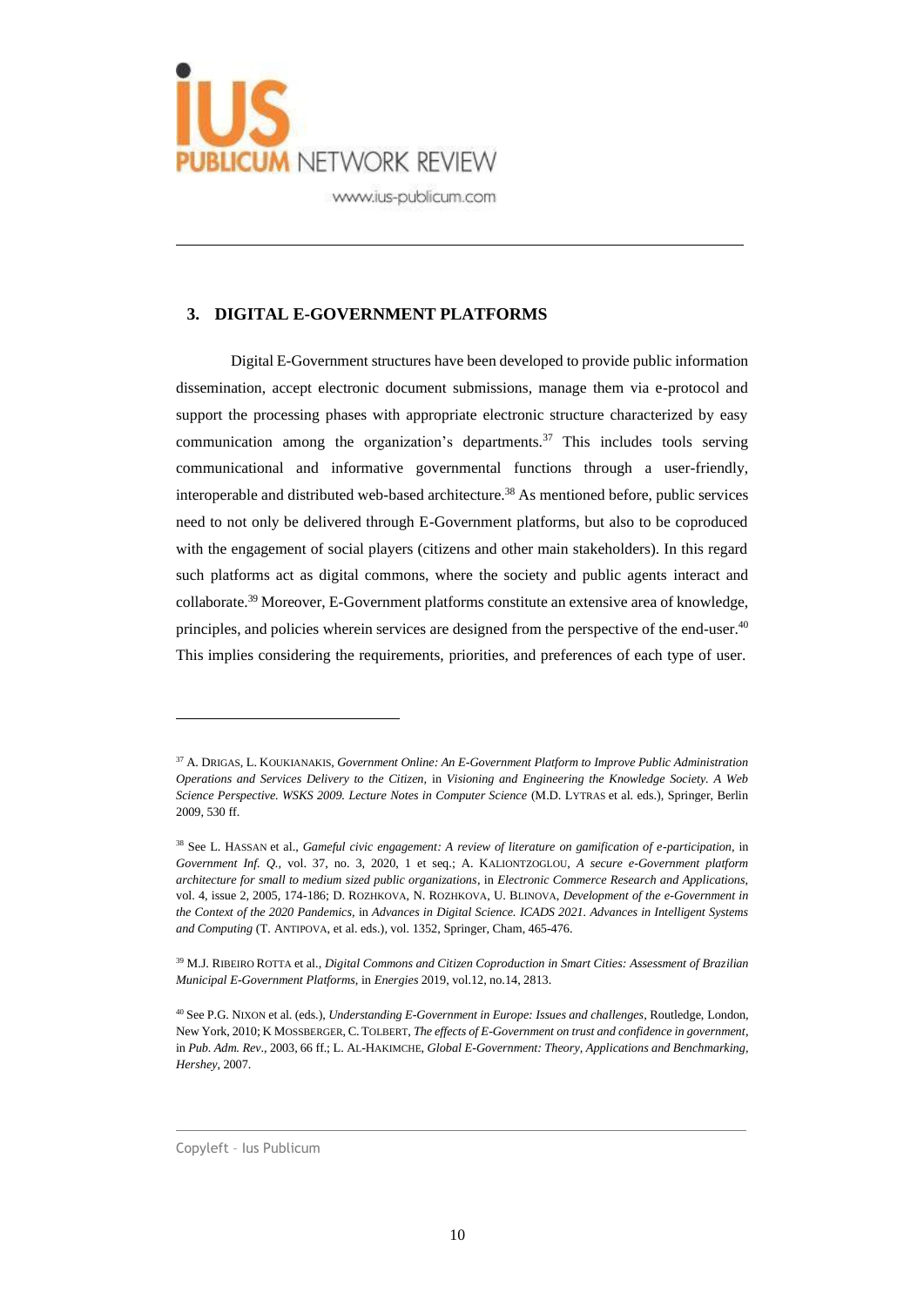## 3. DIGITAL E-GOVERNMENT PLATFORMS

Digital E-Government structures have been developed to provide public information dissemination, accept electronic document submissions, manage them via e-protocol and support the processing phases with appropriate electronic structure characterized by easy communication among the organization's departments.[37] This includes tools serving communicational and informative governmental functions through a user-friendly, interoperable and distributed web-based architecture.[38] As mentioned before, public services need to not only be delivered through E-Government platforms, but also to be coproduced with the engagement of social players (citizens and other main stakeholders). In this regard such platforms act as digital commons, where the society and public agents interact and collaborate.[39] Moreover, E-Government platforms constitute an extensive area of knowledge, principles, and policies wherein services are designed from the perspective of the end-user.[40] This implies considering the requirements, priorities, and preferences of each type of user.

---

[37] A. DRIGAS, L. KOUKIANAKIS, *Government Online: An E-Government Platform to Improve Public Administration Operations and Services Delivery to the Citizen*, in *Visioning and Engineering the Knowledge Society. A Web Science Perspective. WSKS 2009. Lecture Notes in Computer Science* (M.D. LYTRAS et al. eds.), Springer, Berlin 2009, 530 ff.

[38] See L. HASSAN et al., *Gameful civic engagement: A review of literature on gamification of e-participation*, in *Government Inf. Q.*, vol. 37, no. 3, 2020, 1 et seq.; A. KALIONTZOGLOU, *A secure e-Government platform architecture for small to medium sized public organizations*, in *Electronic Commerce Research and Applications*, vol. 4, issue 2, 2005, 174-186; D. ROZHKOVA, N. ROZHKOVA, U. BLINOVA, *Development of the e-Government in the Context of the 2020 Pandemics*, in *Advances in Digital Science. ICADS 2021. Advances in Intelligent Systems and Computing* (T. ANTIPOVA, et al. eds.), vol. 1352, Springer, Cham, 465-476.

[39] M.J. RIBEIRO ROTTA et al., *Digital Commons and Citizen Coproduction in Smart Cities: Assessment of Brazilian Municipal E-Government Platforms*, in *Energies* 2019, vol.12, no.14, 2813.

[40] See P.G. NIXON et al. (eds.), *Understanding E-Government in Europe: Issues and challenges*, Routledge, London, New York, 2010; K MOSSBERGER, C. TOLBERT, *The effects of E-Government on trust and confidence in government*, in *Pub. Adm. Rev*., 2003, 66 ff.; L. AL-HAKIMCHE, *Global E-Government: Theory, Applications and Benchmarking, Hershey*, 2007.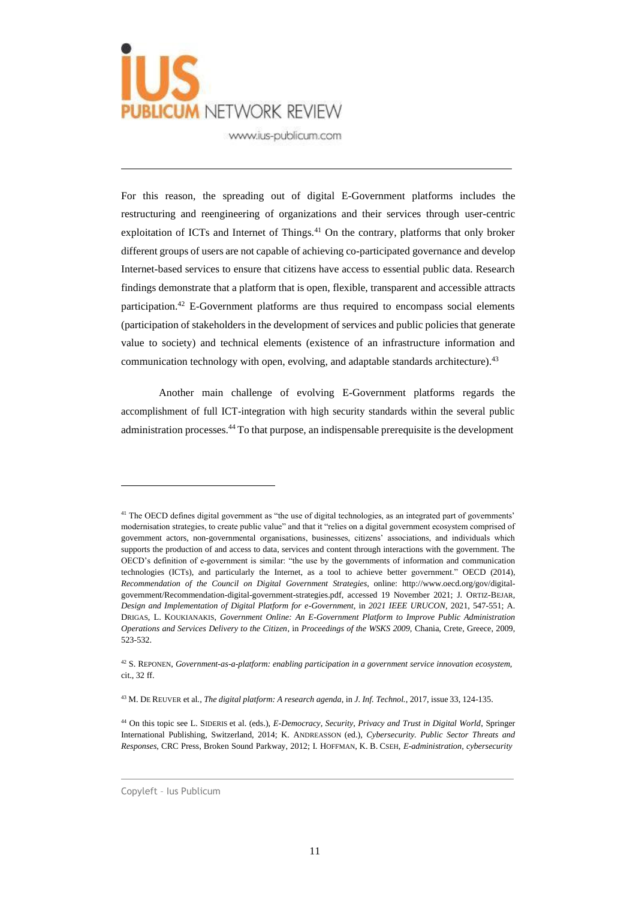For this reason, the spreading out of digital E-Government platforms includes the restructuring and reengineering of organizations and their services through user-centric exploitation of ICTs and Internet of Things.[41] On the contrary, platforms that only broker different groups of users are not capable of achieving co-participated governance and develop Internet-based services to ensure that citizens have access to essential public data. Research findings demonstrate that a platform that is open, flexible, transparent and accessible attracts participation.[42] E-Government platforms are thus required to encompass social elements (participation of stakeholders in the development of services and public policies that generate value to society) and technical elements (existence of an infrastructure information and communication technology with open, evolving, and adaptable standards architecture).[43]

Another main challenge of evolving E-Government platforms regards the accomplishment of full ICT-integration with high security standards within the several public administration processes.[44] To that purpose, an indispensable prerequisite is the development

---

[41] The OECD defines digital government as "the use of digital technologies, as an integrated part of governments' modernisation strategies, to create public value" and that it "relies on a digital government ecosystem comprised of government actors, non-governmental organisations, businesses, citizens' associations, and individuals which supports the production of and access to data, services and content through interactions with the government. The OECD's definition of e-government is similar: "the use by the governments of information and communication technologies (ICTs), and particularly the Internet, as a tool to achieve better government." OECD (2014), *Recommendation of the Council on Digital Government Strategies*, online: http://www.oecd.org/gov/digital-government/Recommendation-digital-government-strategies.pdf, accessed 19 November 2021; J. ORTIZ-BEJAR, *Design and Implementation of Digital Platform for e-Government*, in *2021 IEEE URUCON*, 2021, 547-551; A. DRIGAS, L. KOUKIANAKIS, *Government Online: An E-Government Platform to Improve Public Administration Operations and Services Delivery to the Citizen*, in *Proceedings of the WSKS 2009*, Chania, Crete, Greece, 2009, 523-532.

[42] S. REPONEN, *Government-as-a-platform: enabling participation in a government service innovation ecosystem*, cit., 32 ff.

[43] M. DE REUVER et al., *The digital platform: A research agenda*, in *J. Inf. Technol.*, 2017, issue 33, 124-135.

[44] On this topic see L. SIDERIS et al. (eds.), *E-Democracy, Security, Privacy and Trust in Digital World*, Springer International Publishing, Switzerland, 2014; K. ANDREASSON (ed.), *Cybersecurity. Public Sector Threats and Responses*, CRC Press, Broken Sound Parkway, 2012; I. HOFFMAN, K. B. CSEH, *E-administration, cybersecurity*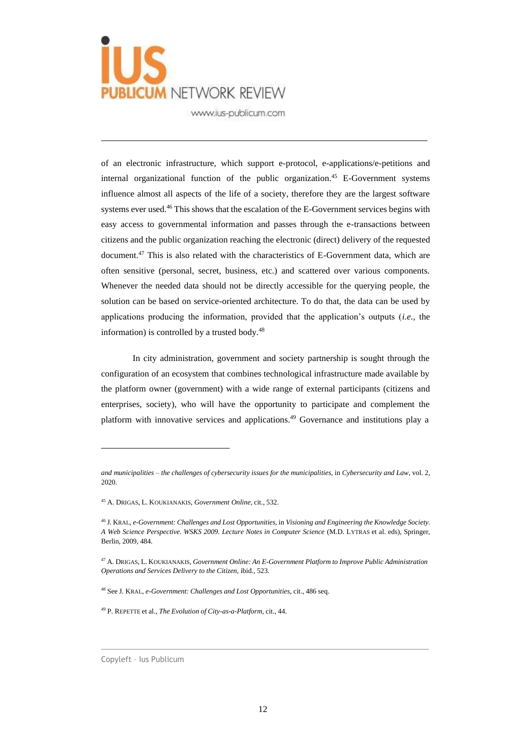of an electronic infrastructure, which support e-protocol, e-applications/e-petitions and internal organizational function of the public organization.[45] E-Government systems influence almost all aspects of the life of a society, therefore they are the largest software systems ever used.[46] This shows that the escalation of the E-Government services begins with easy access to governmental information and passes through the e-transactions between citizens and the public organization reaching the electronic (direct) delivery of the requested document.[47] This is also related with the characteristics of E-Government data, which are often sensitive (personal, secret, business, etc.) and scattered over various components. Whenever the needed data should not be directly accessible for the querying people, the solution can be based on service-oriented architecture. To do that, the data can be used by applications producing the information, provided that the application's outputs (*i.e.*, the information) is controlled by a trusted body.[48]

In city administration, government and society partnership is sought through the configuration of an ecosystem that combines technological infrastructure made available by the platform owner (government) with a wide range of external participants (citizens and enterprises, society), who will have the opportunity to participate and complement the platform with innovative services and applications.[49] Governance and institutions play a

*and municipalities – the challenges of cybersecurity issues for the municipalities*, in *Cybersecurity and Law*, vol. 2, 2020.

[45] A. DRIGAS, L. KOUKIANAKIS, *Government Online*, cit., 532.

[46] J. KRAL, *e-Government: Challenges and Lost Opportunities*, in *Visioning and Engineering the Knowledge Society. A Web Science Perspective. WSKS 2009. Lecture Notes in Computer Science* (M.D. LYTRAS et al. eds), Springer, Berlin, 2009, 484.

[47] A. DRIGAS, L. KOUKIANAKIS, *Government Online: An E-Government Platform to Improve Public Administration Operations and Services Delivery to the Citizen*, ibid., 523.

[48] See J. KRAL, *e-Government: Challenges and Lost Opportunities*, cit., 486 seq.

[49] P. REPETTE et al., *The Evolution of City-as-a-Platform*, cit., 44.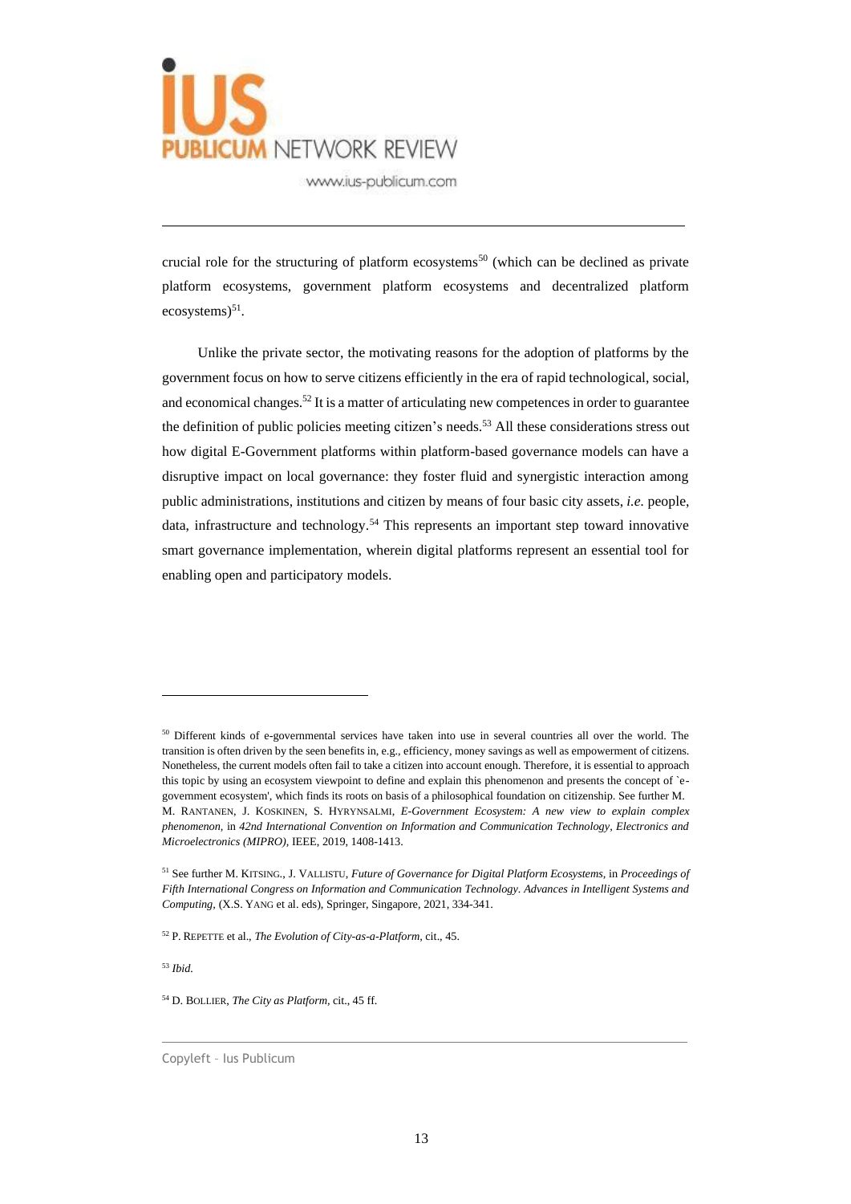crucial role for the structuring of platform ecosystems[50] (which can be declined as private platform ecosystems, government platform ecosystems and decentralized platform ecosystems)[51].

Unlike the private sector, the motivating reasons for the adoption of platforms by the government focus on how to serve citizens efficiently in the era of rapid technological, social, and economical changes.[52] It is a matter of articulating new competences in order to guarantee the definition of public policies meeting citizen's needs.[53] All these considerations stress out how digital E-Government platforms within platform-based governance models can have a disruptive impact on local governance: they foster fluid and synergistic interaction among public administrations, institutions and citizen by means of four basic city assets, *i.e.* people, data, infrastructure and technology.[54] This represents an important step toward innovative smart governance implementation, wherein digital platforms represent an essential tool for enabling open and participatory models.

---

[50] Different kinds of e-governmental services have taken into use in several countries all over the world. The transition is often driven by the seen benefits in, e.g., efficiency, money savings as well as empowerment of citizens. Nonetheless, the current models often fail to take a citizen into account enough. Therefore, it is essential to approach this topic by using an ecosystem viewpoint to define and explain this phenomenon and presents the concept of `e-government ecosystem', which finds its roots on basis of a philosophical foundation on citizenship. See further M. M. RANTANEN, J. KOSKINEN, S. HYRYNSALMI, *E-Government Ecosystem: A new view to explain complex phenomenon*, in *42nd International Convention on Information and Communication Technology, Electronics and Microelectronics (MIPRO)*, IEEE, 2019, 1408-1413.

[51] See further M. KITSING., J. VALLISTU, *Future of Governance for Digital Platform Ecosystems*, in *Proceedings of Fifth International Congress on Information and Communication Technology. Advances in Intelligent Systems and Computing*, (X.S. YANG et al. eds), Springer, Singapore, 2021, 334-341.

[52] P. REPETTE et al., *The Evolution of City-as-a-Platform*, cit., 45.

[53] *Ibid.*

[54] D. BOLLIER, *The City as Platform*, cit., 45 ff.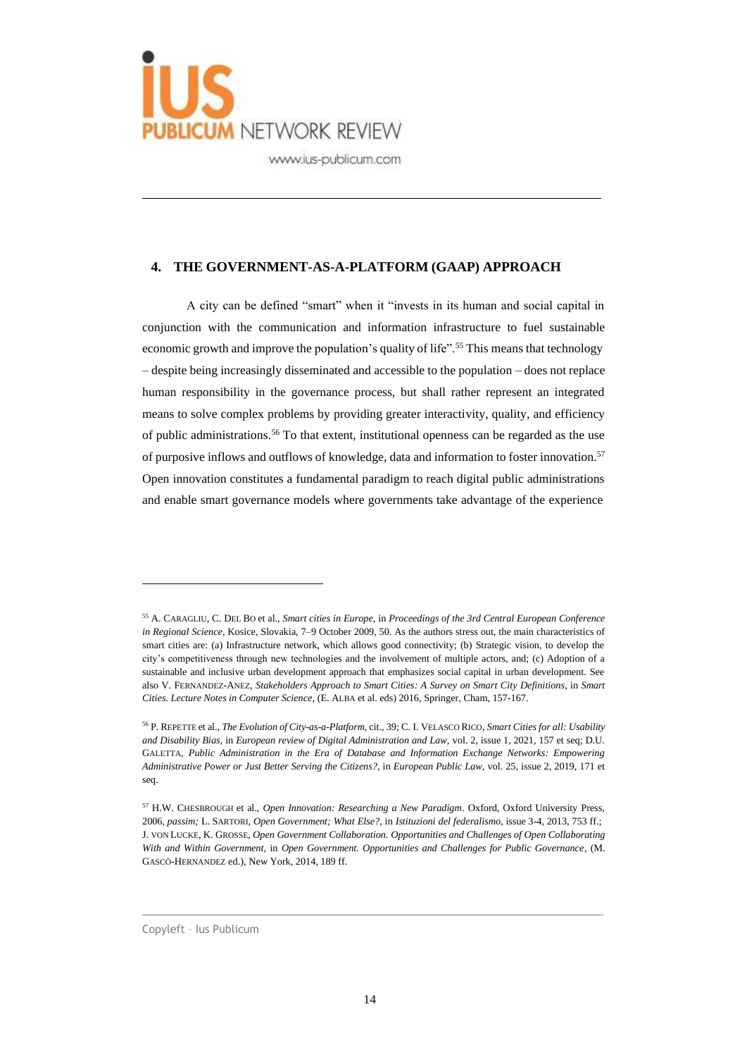## 4. THE GOVERNMENT-AS-A-PLATFORM (GAAP) APPROACH

A city can be defined "smart" when it "invests in its human and social capital in conjunction with the communication and information infrastructure to fuel sustainable economic growth and improve the population's quality of life".[55] This means that technology – despite being increasingly disseminated and accessible to the population – does not replace human responsibility in the governance process, but shall rather represent an integrated means to solve complex problems by providing greater interactivity, quality, and efficiency of public administrations.[56] To that extent, institutional openness can be regarded as the use of purposive inflows and outflows of knowledge, data and information to foster innovation.[57] Open innovation constitutes a fundamental paradigm to reach digital public administrations and enable smart governance models where governments take advantage of the experience

---

[55] A. CARAGLIU, C. DEL BO et al., *Smart cities in Europe*, in *Proceedings of the 3rd Central European Conference in Regional Science*, Kosice, Slovakia, 7–9 October 2009, 50. As the authors stress out, the main characteristics of smart cities are: (a) Infrastructure network, which allows good connectivity; (b) Strategic vision, to develop the city's competitiveness through new technologies and the involvement of multiple actors, and; (c) Adoption of a sustainable and inclusive urban development approach that emphasizes social capital in urban development. See also V. FERNANDEZ-ANEZ, *Stakeholders Approach to Smart Cities: A Survey on Smart City Definitions*, in *Smart Cities. Lecture Notes in Computer Science*, (E. ALBA et al. eds) 2016, Springer, Cham, 157-167.

[56] P. REPETTE et al., *The Evolution of City-as-a-Platform*, cit., 39; C. I. VELASCO RICO, *Smart Cities for all: Usability and Disability Bias*, in *European review of Digital Administration and Law*, vol. 2, issue 1, 2021, 157 et seq; D.U. GALETTA, *Public Administration in the Era of Database and Information Exchange Networks: Empowering Administrative Power or Just Better Serving the Citizens?*, in *European Public Law*, vol. 25, issue 2, 2019, 171 et seq.

[57] H.W. CHESBROUGH et al., *Open Innovation: Researching a New Paradigm*. Oxford, Oxford University Press, 2006, *passim;* L. SARTORI, *Open Government; What Else?*, in *Istituzioni del federalismo*, issue 3-4, 2013, 753 ff.; J. VON LUCKE, K. GROSSE, *Open Government Collaboration. Opportunities and Challenges of Open Collaborating With and Within Government,* in *Open Government. Opportunities and Challenges for Public Governance*, (M. GASCÓ-HERNANDEZ ed.), New York, 2014, 189 ff.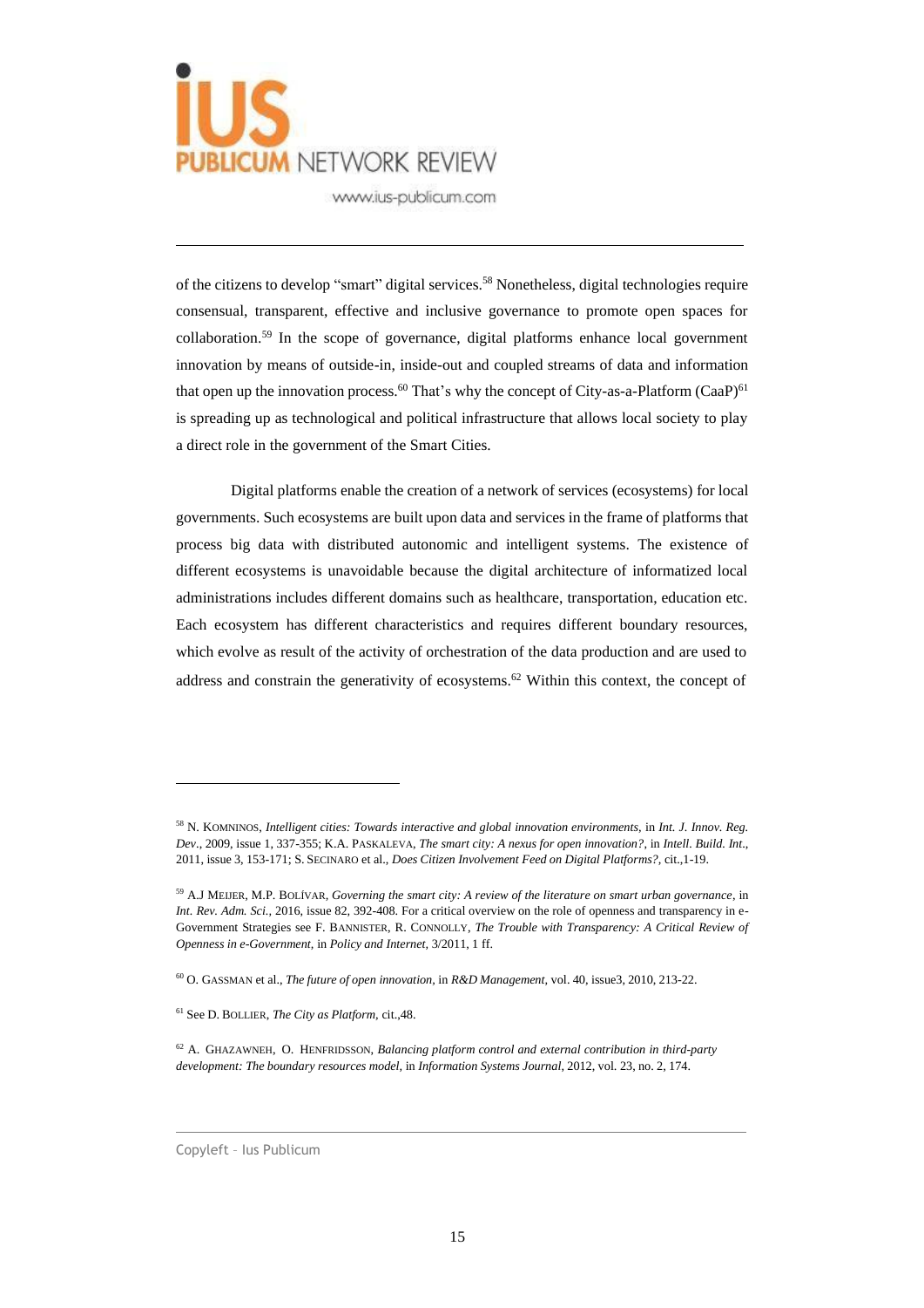of the citizens to develop "smart" digital services.[58] Nonetheless, digital technologies require consensual, transparent, effective and inclusive governance to promote open spaces for collaboration.[59] In the scope of governance, digital platforms enhance local government innovation by means of outside-in, inside-out and coupled streams of data and information that open up the innovation process.[60] That's why the concept of City-as-a-Platform (CaaP)[61] is spreading up as technological and political infrastructure that allows local society to play a direct role in the government of the Smart Cities.

Digital platforms enable the creation of a network of services (ecosystems) for local governments. Such ecosystems are built upon data and services in the frame of platforms that process big data with distributed autonomic and intelligent systems. The existence of different ecosystems is unavoidable because the digital architecture of informatized local administrations includes different domains such as healthcare, transportation, education etc. Each ecosystem has different characteristics and requires different boundary resources, which evolve as result of the activity of orchestration of the data production and are used to address and constrain the generativity of ecosystems.[62] Within this context, the concept of

---

[58] N. Komninos, *Intelligent cities: Towards interactive and global innovation environments*, in *Int. J. Innov. Reg. Dev*., 2009, issue 1, 337-355; K.A. Paskaleva, *The smart city: A nexus for open innovation?*, in *Intell. Build. Int*., 2011, issue 3, 153-171; S. Secinaro et al., *Does Citizen Involvement Feed on Digital Platforms?*, cit.,1-19.

[59] A.J Meijer, M.P. Bolívar, *Governing the smart city: A review of the literature on smart urban governance*, in *Int. Rev. Adm. Sci.*, 2016, issue 82, 392-408. For a critical overview on the role of openness and transparency in e-Government Strategies see F. Bannister, R. Connolly, *The Trouble with Transparency: A Critical Review of Openness in e-Government*, in *Policy and Internet*, 3/2011, 1 ff.

[60] O. Gassman et al., *The future of open innovation*, in *R&D Management*, vol. 40, issue3, 2010, 213-22.

[61] See D. Bollier, *The City as Platform*, cit.,48.

[62] A. Ghazawneh, O. Henfridsson, *Balancing platform control and external contribution in third-party development: The boundary resources model*, in *Information Systems Journal*, 2012, vol. 23, no. 2, 174.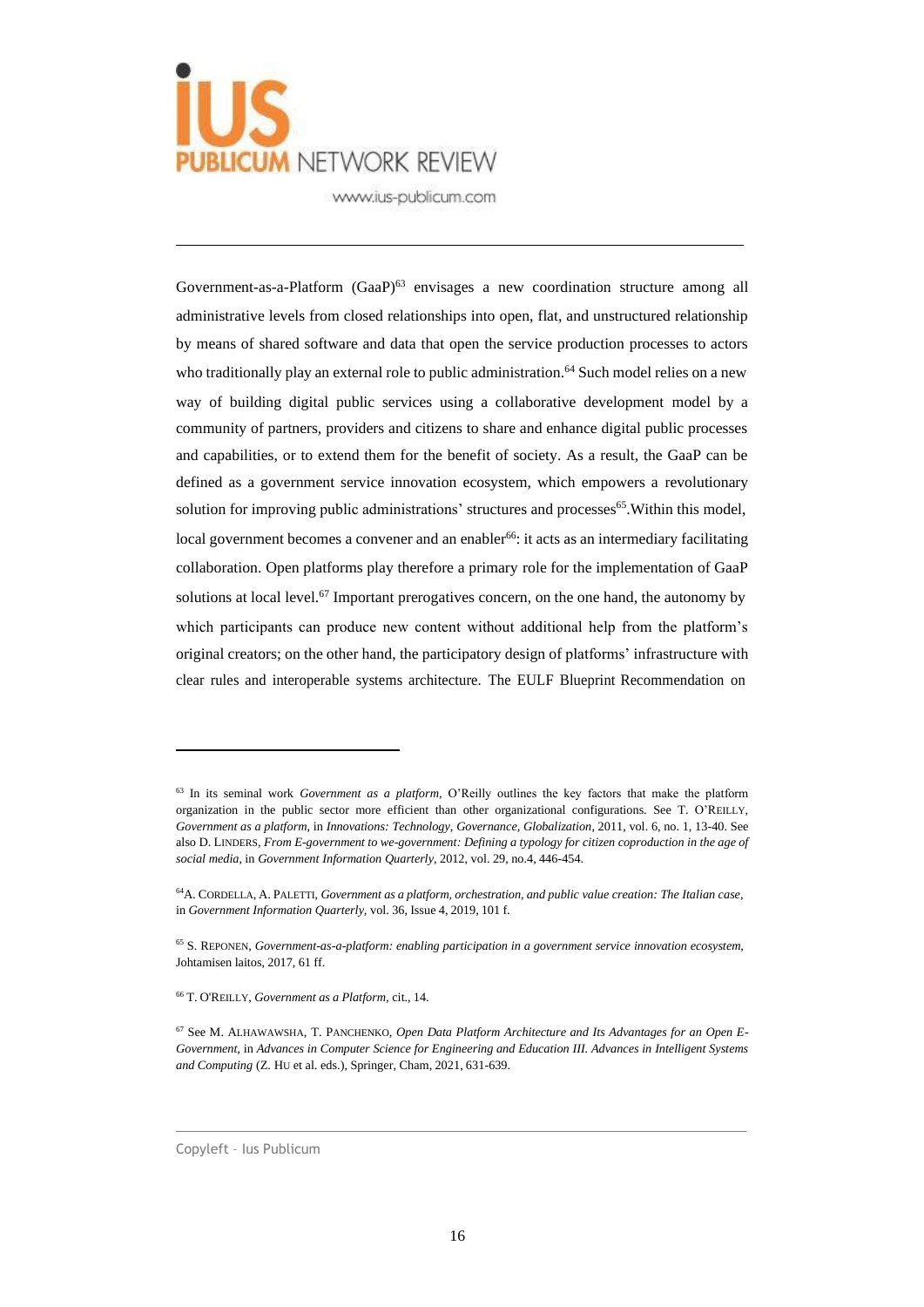Government-as-a-Platform (GaaP)[63] envisages a new coordination structure among all administrative levels from closed relationships into open, flat, and unstructured relationship by means of shared software and data that open the service production processes to actors who traditionally play an external role to public administration.[64] Such model relies on a new way of building digital public services using a collaborative development model by a community of partners, providers and citizens to share and enhance digital public processes and capabilities, or to extend them for the benefit of society. As a result, the GaaP can be defined as a government service innovation ecosystem, which empowers a revolutionary solution for improving public administrations' structures and processes[65].Within this model, local government becomes a convener and an enabler[66]: it acts as an intermediary facilitating collaboration. Open platforms play therefore a primary role for the implementation of GaaP solutions at local level.[67] Important prerogatives concern, on the one hand, the autonomy by which participants can produce new content without additional help from the platform's original creators; on the other hand, the participatory design of platforms' infrastructure with clear rules and interoperable systems architecture. The EULF Blueprint Recommendation on

---

[63] In its seminal work *Government as a platform*, O'Reilly outlines the key factors that make the platform organization in the public sector more efficient than other organizational configurations. See T. O'REILLY, *Government as a platform*, in *Innovations: Technology, Governance, Globalization*, 2011, vol. 6, no. 1, 13-40. See also D. LINDERS, *From E-government to we-government: Defining a typology for citizen coproduction in the age of social media*, in *Government Information Quarterly*, 2012, vol. 29, no.4, 446-454.

[64] A. CORDELLA, A. PALETTI, *Government as a platform, orchestration, and public value creation: The Italian case*, in *Government Information Quarterly*, vol. 36, Issue 4, 2019, 101 f.

[65] S. REPONEN, *Government-as-a-platform: enabling participation in a government service innovation ecosystem*, Johtamisen laitos, 2017, 61 ff.

[66] T. O'REILLY, *Government as a Platform*, cit., 14.

[67] See M. ALHAWAWSHA, T. PANCHENKO, *Open Data Platform Architecture and Its Advantages for an Open E-Government*, in *Advances in Computer Science for Engineering and Education III. Advances in Intelligent Systems and Computing* (Z. HU et al. eds.), Springer, Cham, 2021, 631-639.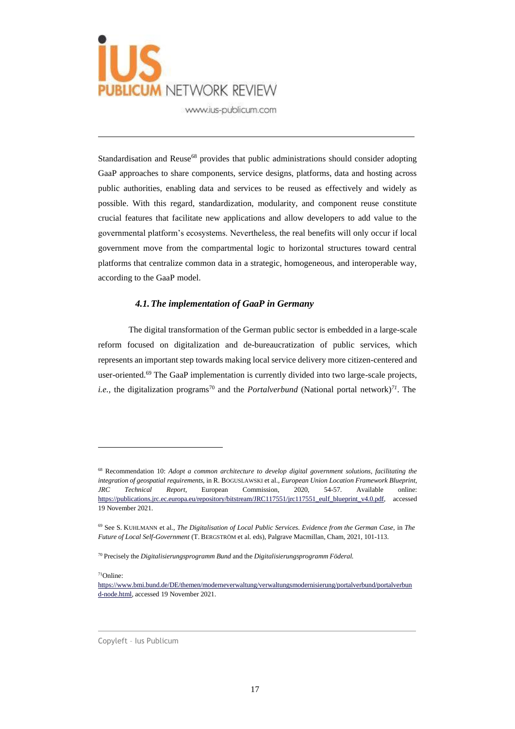Standardisation and Reuse[68] provides that public administrations should consider adopting GaaP approaches to share components, service designs, platforms, data and hosting across public authorities, enabling data and services to be reused as effectively and widely as possible. With this regard, standardization, modularity, and component reuse constitute crucial features that facilitate new applications and allow developers to add value to the governmental platform's ecosystems. Nevertheless, the real benefits will only occur if local government move from the compartmental logic to horizontal structures toward central platforms that centralize common data in a strategic, homogeneous, and interoperable way, according to the GaaP model.

### *4.1. The implementation of GaaP in Germany*

The digital transformation of the German public sector is embedded in a large-scale reform focused on digitalization and de-bureaucratization of public services, which represents an important step towards making local service delivery more citizen-centered and user-oriented.[69] The GaaP implementation is currently divided into two large-scale projects, *i.e.*, the digitalization programs[70] and the *Portalverbund* (National portal network)[71]. The

---

[68] Recommendation 10: *Adopt a common architecture to develop digital government solutions, facilitating the integration of geospatial requirements*, in R. BOGUSLAWSKI et al., *European Union Location Framework Blueprint, JRC Technical Report*, European Commission, 2020, 54-57. Available online: https://publications.jrc.ec.europa.eu/repository/bitstream/JRC117551/jrc117551_eulf_blueprint_v4.0.pdf, accessed 19 November 2021.

[69] See S. KUHLMANN et al., *The Digitalisation of Local Public Services. Evidence from the German Case*, in *The Future of Local Self-Government* (T. BERGSTRÖM et al. eds), Palgrave Macmillan, Cham, 2021, 101-113.

[70] Precisely the *Digitalisierungsprogramm Bund* and the *Digitalisierungsprogramm Föderal.*

[71]Online: https://www.bmi.bund.de/DE/themen/moderneverwaltung/verwaltungsmodernisierung/portalverbund/portalverbund-node.html, accessed 19 November 2021.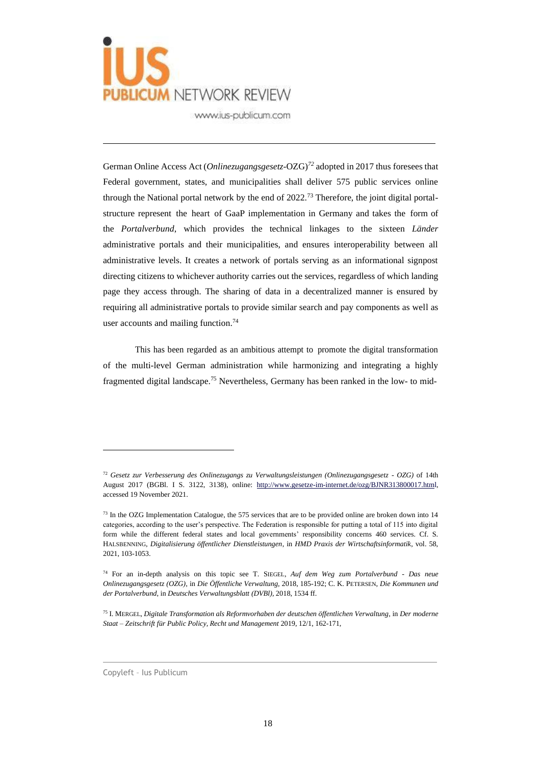German Online Access Act (*Onlinezugangsgesetz*-OZG)[72] adopted in 2017 thus foresees that Federal government, states, and municipalities shall deliver 575 public services online through the National portal network by the end of 2022.[73] Therefore, the joint digital portal-structure represent the heart of GaaP implementation in Germany and takes the form of the *Portalverbund*, which provides the technical linkages to the sixteen *Länder* administrative portals and their municipalities, and ensures interoperability between all administrative levels. It creates a network of portals serving as an informational signpost directing citizens to whichever authority carries out the services, regardless of which landing page they access through. The sharing of data in a decentralized manner is ensured by requiring all administrative portals to provide similar search and pay components as well as user accounts and mailing function.[74]

This has been regarded as an ambitious attempt to promote the digital transformation of the multi-level German administration while harmonizing and integrating a highly fragmented digital landscape.[75] Nevertheless, Germany has been ranked in the low- to mid-

---

[72] *Gesetz zur Verbesserung des Onlinezugangs zu Verwaltungsleistungen (Onlinezugangsgesetz - OZG)* of 14th August 2017 (BGBl. I S. 3122, 3138), online: http://www.gesetze-im-internet.de/ozg/BJNR313800017.html, accessed 19 November 2021.

[73] In the OZG Implementation Catalogue, the 575 services that are to be provided online are broken down into 14 categories, according to the user's perspective. The Federation is responsible for putting a total of 115 into digital form while the different federal states and local governments' responsibility concerns 460 services. Cf. S. HALSBENNING, *Digitalisierung öffentlicher Dienstleistungen*, in *HMD Praxis der Wirtschaftsinformatik*, vol. 58, 2021, 103-1053.

[74] For an in-depth analysis on this topic see T. SIEGEL, *Auf dem Weg zum Portalverbund - Das neue Onlinezugangsgesetz (OZG)*, in *Die Öffentliche Verwaltung*, 2018, 185-192; C. K. PETERSEN, *Die Kommunen und der Portalverbund*, in *Deutsches Verwaltungsblatt (DVBl)*, 2018, 1534 ff.

[75] I. MERGEL, *Digitale Transformation als Reformvorhaben der deutschen öffentlichen Verwaltung*, in *Der moderne Staat – Zeitschrift für Public Policy, Recht und Management* 2019, 12/1, 162-171,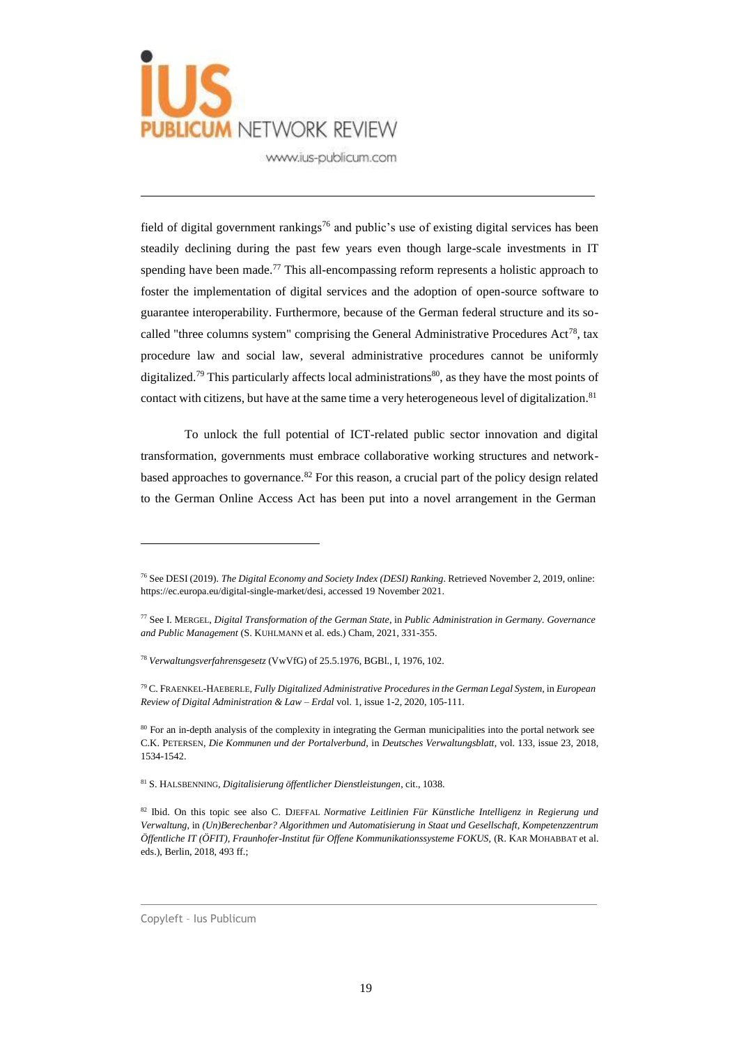field of digital government rankings[76] and public's use of existing digital services has been steadily declining during the past few years even though large-scale investments in IT spending have been made.[77] This all-encompassing reform represents a holistic approach to foster the implementation of digital services and the adoption of open-source software to guarantee interoperability. Furthermore, because of the German federal structure and its so-called "three columns system" comprising the General Administrative Procedures Act[78], tax procedure law and social law, several administrative procedures cannot be uniformly digitalized.[79] This particularly affects local administrations[80], as they have the most points of contact with citizens, but have at the same time a very heterogeneous level of digitalization.[81]

To unlock the full potential of ICT-related public sector innovation and digital transformation, governments must embrace collaborative working structures and network-based approaches to governance.[82] For this reason, a crucial part of the policy design related to the German Online Access Act has been put into a novel arrangement in the German

---

[76] See DESI (2019). *The Digital Economy and Society Index (DESI) Ranking*. Retrieved November 2, 2019, online: https://ec.europa.eu/digital-single-market/desi, accessed 19 November 2021.

[77] See I. MERGEL, *Digital Transformation of the German State*, in *Public Administration in Germany. Governance and Public Management* (S. KUHLMANN et al. eds.) Cham, 2021, 331-355.

[78] *Verwaltungsverfahrensgesetz* (VwVfG) of 25.5.1976, BGBl., I, 1976, 102.

[79] C. FRAENKEL-HAEBERLE, *Fully Digitalized Administrative Procedures in the German Legal System*, in *European Review of Digital Administration & Law – Erdal* vol. 1, issue 1-2, 2020, 105-111.

[80] For an in-depth analysis of the complexity in integrating the German municipalities into the portal network see C.K. PETERSEN, *Die Kommunen und der Portalverbund*, in *Deutsches Verwaltungsblatt*, vol. 133, issue 23, 2018, 1534-1542.

[81] S. HALSBENNING, *Digitalisierung öffentlicher Dienstleistungen*, cit., 1038.

[82] Ibid. On this topic see also C. DJEFFAL *Normative Leitlinien Für Künstliche Intelligenz in Regierung und Verwaltung*, in *(Un)Berechenbar? Algorithmen und Automatisierung in Staat und Gesellschaft, Kompetenzzentrum Öffentliche IT (ÖFIT), Fraunhofer-Institut für Offene Kommunikationssysteme FOKUS*, (R. KAR MOHABBAT et al. eds.), Berlin, 2018, 493 ff.;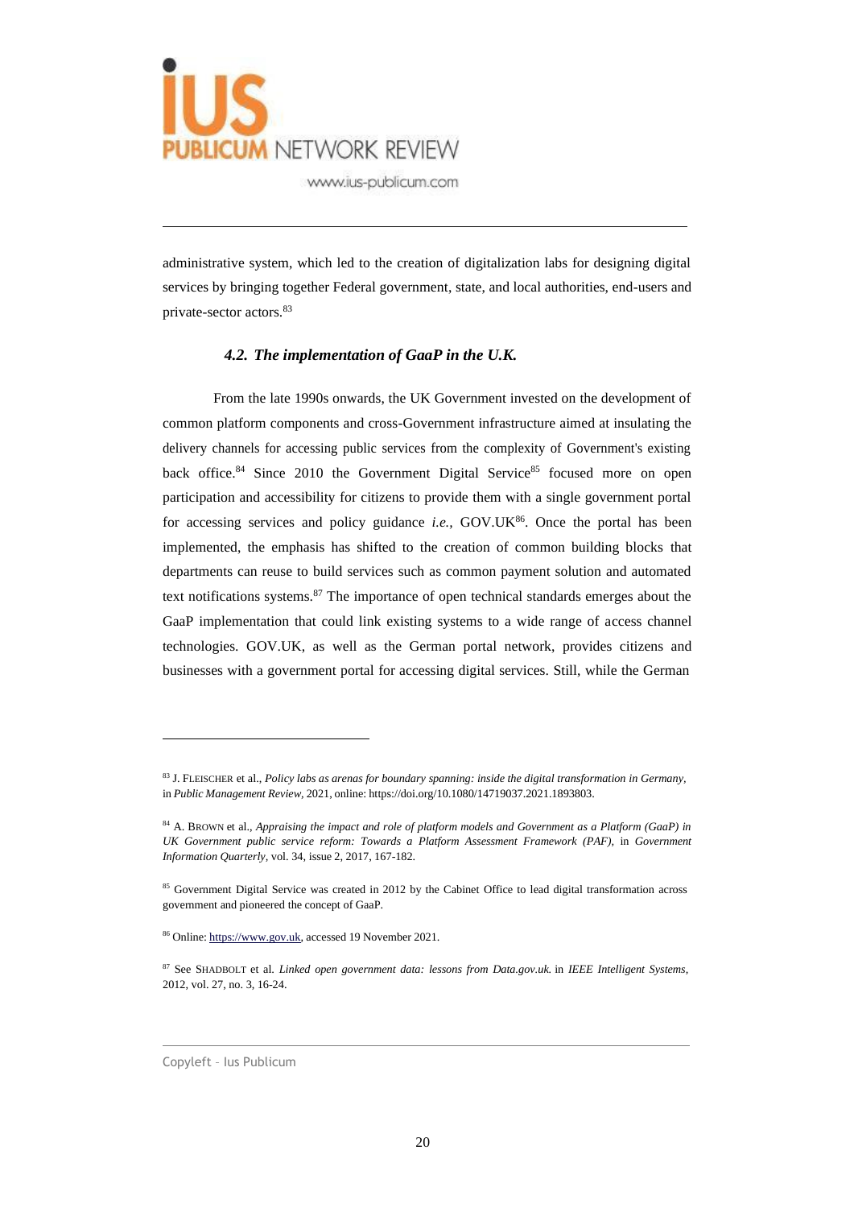administrative system, which led to the creation of digitalization labs for designing digital services by bringing together Federal government, state, and local authorities, end-users and private-sector actors.[83]

### *4.2. The implementation of GaaP in the U.K.*

From the late 1990s onwards, the UK Government invested on the development of common platform components and cross-Government infrastructure aimed at insulating the delivery channels for accessing public services from the complexity of Government's existing back office.[84] Since 2010 the Government Digital Service[85] focused more on open participation and accessibility for citizens to provide them with a single government portal for accessing services and policy guidance *i.e.*, GOV.UK[86]. Once the portal has been implemented, the emphasis has shifted to the creation of common building blocks that departments can reuse to build services such as common payment solution and automated text notifications systems.[87] The importance of open technical standards emerges about the GaaP implementation that could link existing systems to a wide range of access channel technologies. GOV.UK, as well as the German portal network, provides citizens and businesses with a government portal for accessing digital services. Still, while the German

---

[83] J. FLEISCHER et al., *Policy labs as arenas for boundary spanning: inside the digital transformation in Germany*, in *Public Management Review*, 2021, online: https://doi.org/10.1080/14719037.2021.1893803.

[84] A. BROWN et al., *Appraising the impact and role of platform models and Government as a Platform (GaaP) in UK Government public service reform: Towards a Platform Assessment Framework (PAF)*, in *Government Information Quarterly*, vol. 34, issue 2, 2017, 167-182.

[85] Government Digital Service was created in 2012 by the Cabinet Office to lead digital transformation across government and pioneered the concept of GaaP.

[86] Online: https://www.gov.uk, accessed 19 November 2021.

[87] See SHADBOLT et al. *Linked open government data: lessons from Data.gov.uk.* in *IEEE Intelligent Systems*, 2012, vol. 27, no. 3, 16-24.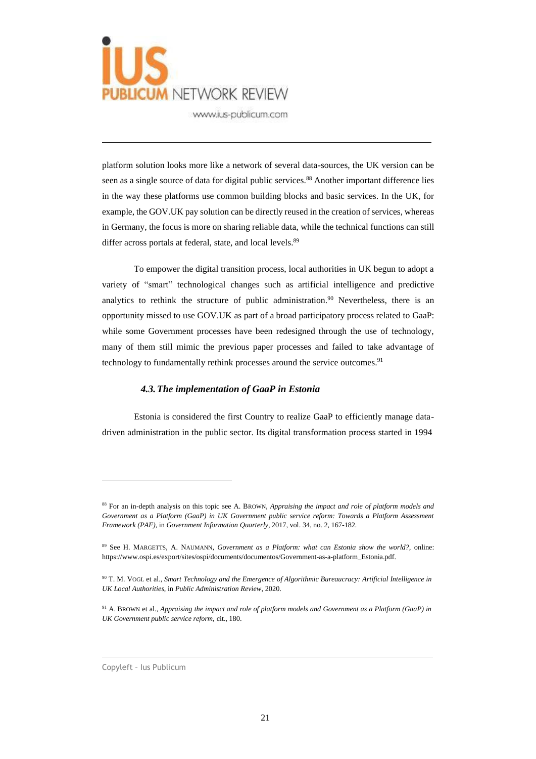platform solution looks more like a network of several data-sources, the UK version can be seen as a single source of data for digital public services.[88] Another important difference lies in the way these platforms use common building blocks and basic services. In the UK, for example, the GOV.UK pay solution can be directly reused in the creation of services, whereas in Germany, the focus is more on sharing reliable data, while the technical functions can still differ across portals at federal, state, and local levels.[89]

To empower the digital transition process, local authorities in UK begun to adopt a variety of "smart" technological changes such as artificial intelligence and predictive analytics to rethink the structure of public administration.[90] Nevertheless, there is an opportunity missed to use GOV.UK as part of a broad participatory process related to GaaP: while some Government processes have been redesigned through the use of technology, many of them still mimic the previous paper processes and failed to take advantage of technology to fundamentally rethink processes around the service outcomes.[91]

### *4.3. The implementation of GaaP in Estonia*

Estonia is considered the first Country to realize GaaP to efficiently manage data-driven administration in the public sector. Its digital transformation process started in 1994

---

[88] For an in-depth analysis on this topic see A. BROWN, *Appraising the impact and role of platform models and Government as a Platform (GaaP) in UK Government public service reform: Towards a Platform Assessment Framework (PAF)*, in *Government Information Quarterly*, 2017, vol. 34, no. 2, 167-182.

[89] See H. MARGETTS, A. NAUMANN, *Government as a Platform: what can Estonia show the world?*, online: https://www.ospi.es/export/sites/ospi/documents/documentos/Government-as-a-platform_Estonia.pdf.

[90] T. M. VOGL et al., *Smart Technology and the Emergence of Algorithmic Bureaucracy: Artificial Intelligence in UK Local Authorities*, in *Public Administration Review*, 2020.

[91] A. BROWN et al., *Appraising the impact and role of platform models and Government as a Platform (GaaP) in UK Government public service reform*, cit., 180.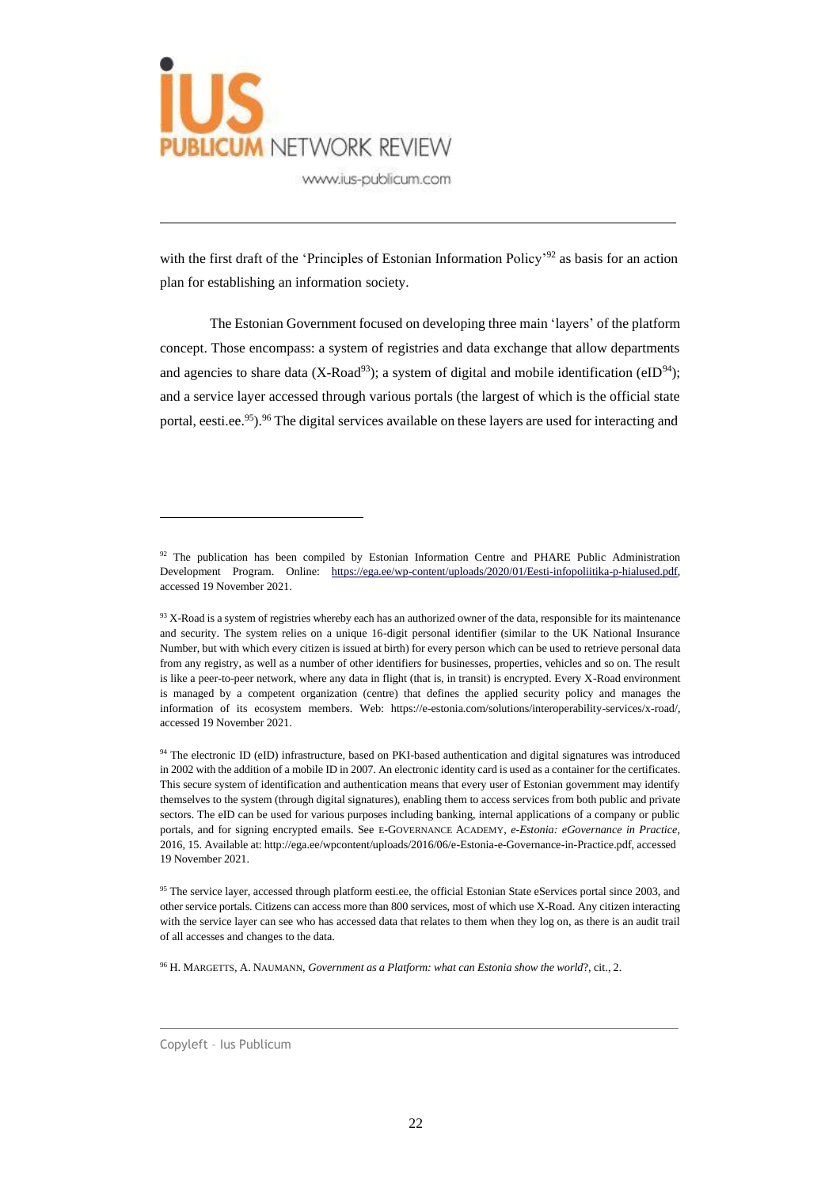with the first draft of the 'Principles of Estonian Information Policy'[92] as basis for an action plan for establishing an information society.

The Estonian Government focused on developing three main 'layers' of the platform concept. Those encompass: a system of registries and data exchange that allow departments and agencies to share data (X-Road[93]); a system of digital and mobile identification (eID[94]); and a service layer accessed through various portals (the largest of which is the official state portal, eesti.ee.[95]).[96] The digital services available on these layers are used for interacting and

---

[92] The publication has been compiled by Estonian Information Centre and PHARE Public Administration Development Program. Online: https://ega.ee/wp-content/uploads/2020/01/Eesti-infopoliitika-p-hialused.pdf, accessed 19 November 2021.

[93] X-Road is a system of registries whereby each has an authorized owner of the data, responsible for its maintenance and security. The system relies on a unique 16-digit personal identifier (similar to the UK National Insurance Number, but with which every citizen is issued at birth) for every person which can be used to retrieve personal data from any registry, as well as a number of other identifiers for businesses, properties, vehicles and so on. The result is like a peer-to-peer network, where any data in flight (that is, in transit) is encrypted. Every X-Road environment is managed by a competent organization (centre) that defines the applied security policy and manages the information of its ecosystem members. Web: https://e-estonia.com/solutions/interoperability-services/x-road/, accessed 19 November 2021.

[94] The electronic ID (eID) infrastructure, based on PKI-based authentication and digital signatures was introduced in 2002 with the addition of a mobile ID in 2007. An electronic identity card is used as a container for the certificates. This secure system of identification and authentication means that every user of Estonian government may identify themselves to the system (through digital signatures), enabling them to access services from both public and private sectors. The eID can be used for various purposes including banking, internal applications of a company or public portals, and for signing encrypted emails. See E-GOVERNANCE ACADEMY, *e-Estonia: eGovernance in Practice*, 2016, 15. Available at: http://ega.ee/wpcontent/uploads/2016/06/e-Estonia-e-Governance-in-Practice.pdf, accessed 19 November 2021.

[95] The service layer, accessed through platform eesti.ee, the official Estonian State eServices portal since 2003, and other service portals. Citizens can access more than 800 services, most of which use X-Road. Any citizen interacting with the service layer can see who has accessed data that relates to them when they log on, as there is an audit trail of all accesses and changes to the data.

[96] H. MARGETTS, A. NAUMANN, *Government as a Platform: what can Estonia show the world*?, cit., 2.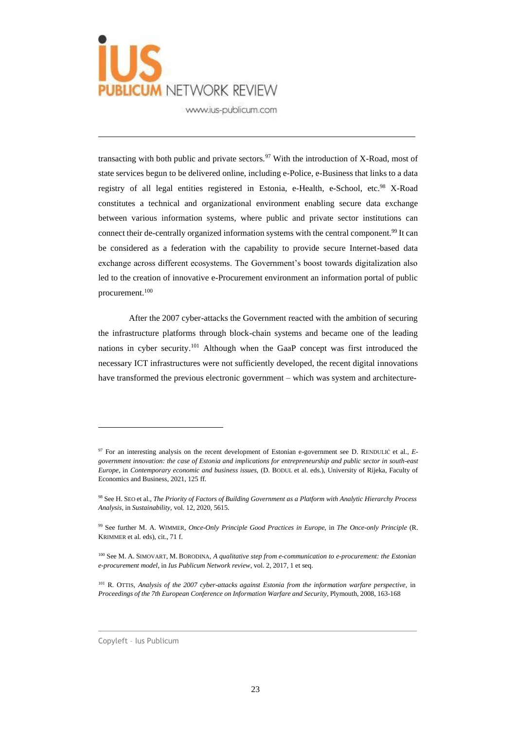transacting with both public and private sectors.[97] With the introduction of X-Road, most of state services begun to be delivered online, including e-Police, e-Business that links to a data registry of all legal entities registered in Estonia, e-Health, e-School, etc.[98] X-Road constitutes a technical and organizational environment enabling secure data exchange between various information systems, where public and private sector institutions can connect their de-centrally organized information systems with the central component.[99] It can be considered as a federation with the capability to provide secure Internet-based data exchange across different ecosystems. The Government's boost towards digitalization also led to the creation of innovative e-Procurement environment an information portal of public procurement.[100]

After the 2007 cyber-attacks the Government reacted with the ambition of securing the infrastructure platforms through block-chain systems and became one of the leading nations in cyber security.[101] Although when the GaaP concept was first introduced the necessary ICT infrastructures were not sufficiently developed, the recent digital innovations have transformed the previous electronic government – which was system and architecture-

---

[97] For an interesting analysis on the recent development of Estonian e-government see D. RENDULIĆ et al., *E-government innovation: the case of Estonia and implications for entrepreneurship and public sector in south-east Europe*, in *Contemporary economic and business issues*, (D. BODUL et al. eds.), University of Rijeka, Faculty of Economics and Business, 2021, 125 ff.

[98] See H. SEO et al., *The Priority of Factors of Building Government as a Platform with Analytic Hierarchy Process Analysis*, in *Sustainability*, vol. 12, 2020, 5615.

[99] See further M. A. WIMMER, *Once-Only Principle Good Practices in Europe*, in *The Once-only Principle* (R. KRIMMER et al. eds), cit., 71 f.

[100] See M. A. SIMOVART, M. BORODINA, *A qualitative step from e-communication to e-procurement: the Estonian e-procurement model*, in *Ius Publicum Network review*, vol. 2, 2017, 1 et seq.

[101] R. OTTIS, *Analysis of the 2007 cyber-attacks against Estonia from the information warfare perspective*, in *Proceedings of the 7th European Conference on Information Warfare and Security*, Plymouth, 2008, 163-168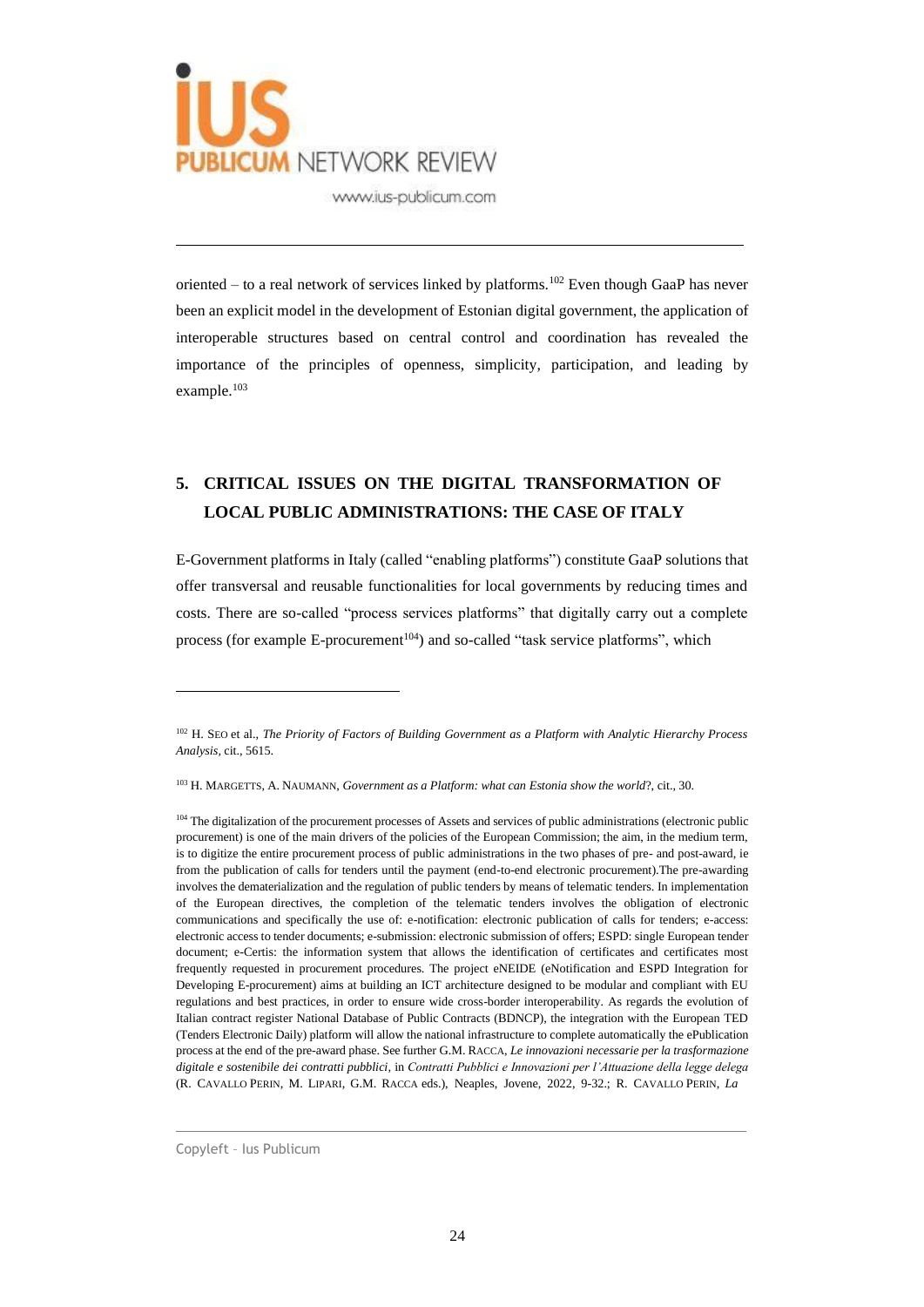oriented – to a real network of services linked by platforms.[102] Even though GaaP has never been an explicit model in the development of Estonian digital government, the application of interoperable structures based on central control and coordination has revealed the importance of the principles of openness, simplicity, participation, and leading by example.[103]

## 5. CRITICAL ISSUES ON THE DIGITAL TRANSFORMATION OF LOCAL PUBLIC ADMINISTRATIONS: THE CASE OF ITALY

E-Government platforms in Italy (called "enabling platforms") constitute GaaP solutions that offer transversal and reusable functionalities for local governments by reducing times and costs. There are so-called "process services platforms" that digitally carry out a complete process (for example E-procurement[104]) and so-called "task service platforms", which

---

[102] H. SEO et al., *The Priority of Factors of Building Government as a Platform with Analytic Hierarchy Process Analysis*, cit., 5615.

[103] H. MARGETTS, A. NAUMANN, *Government as a Platform: what can Estonia show the world*?, cit., 30.

[104] The digitalization of the procurement processes of Assets and services of public administrations (electronic public procurement) is one of the main drivers of the policies of the European Commission; the aim, in the medium term, is to digitize the entire procurement process of public administrations in the two phases of pre- and post-award, ie from the publication of calls for tenders until the payment (end-to-end electronic procurement).The pre-awarding involves the dematerialization and the regulation of public tenders by means of telematic tenders. In implementation of the European directives, the completion of the telematic tenders involves the obligation of electronic communications and specifically the use of: e-notification: electronic publication of calls for tenders; e-access: electronic access to tender documents; e-submission: electronic submission of offers; ESPD: single European tender document; e-Certis: the information system that allows the identification of certificates and certificates most frequently requested in procurement procedures. The project eNEIDE (eNotification and ESPD Integration for Developing E-procurement) aims at building an ICT architecture designed to be modular and compliant with EU regulations and best practices, in order to ensure wide cross-border interoperability. As regards the evolution of Italian contract register National Database of Public Contracts (BDNCP), the integration with the European TED (Tenders Electronic Daily) platform will allow the national infrastructure to complete automatically the ePublication process at the end of the pre-award phase. See further G.M. RACCA, *Le innovazioni necessarie per la trasformazione digitale e sostenibile dei contratti pubblici*, in *Contratti Pubblici e Innovazioni per l'Attuazione della legge delega* (R. CAVALLO PERIN, M. LIPARI, G.M. RACCA eds.), Neaples, Jovene, 2022, 9-32.; R. CAVALLO PERIN, *La*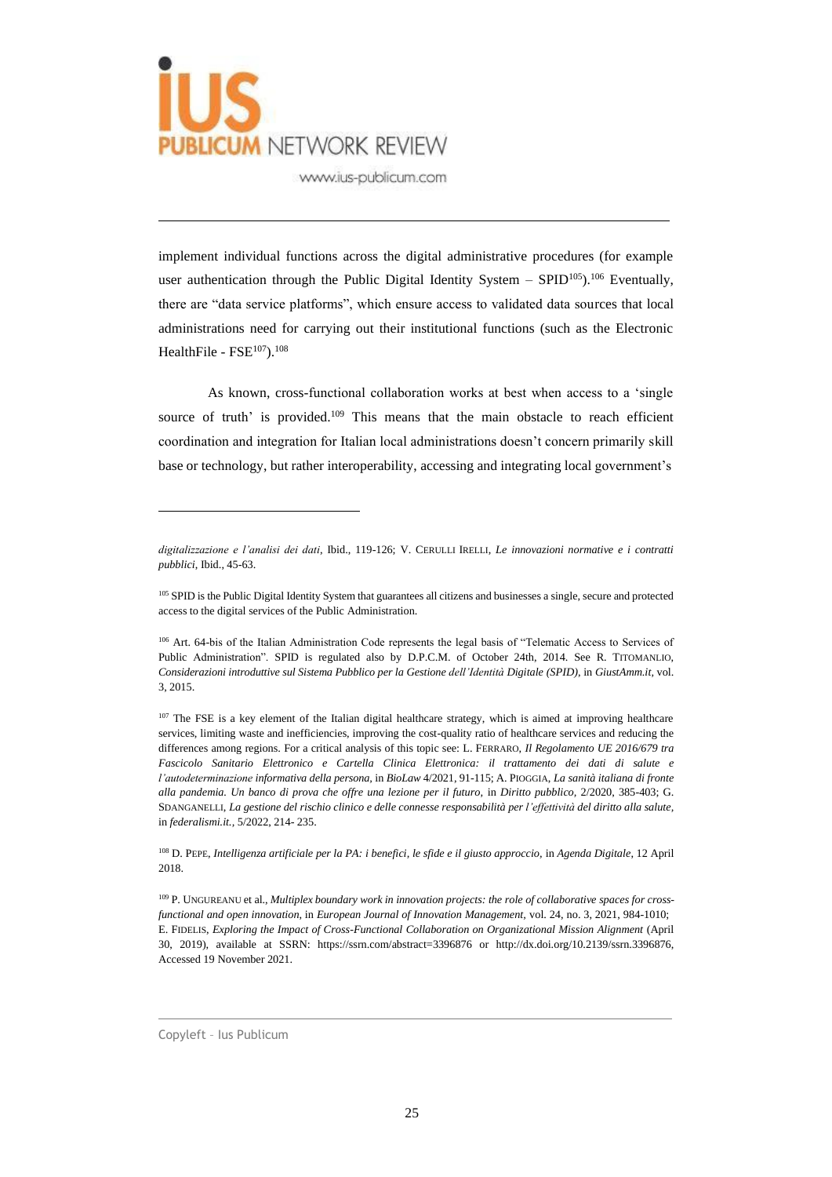implement individual functions across the digital administrative procedures (for example user authentication through the Public Digital Identity System – SPID[105]).[106] Eventually, there are "data service platforms", which ensure access to validated data sources that local administrations need for carrying out their institutional functions (such as the Electronic HealthFile - FSE[107]).[108]

As known, cross-functional collaboration works at best when access to a 'single source of truth' is provided.[109] This means that the main obstacle to reach efficient coordination and integration for Italian local administrations doesn't concern primarily skill base or technology, but rather interoperability, accessing and integrating local government's

---

*digitalizzazione e l'analisi dei dati*, Ibid., 119-126; V. CERULLI IRELLI, *Le innovazioni normative e i contratti pubblici*, Ibid., 45-63.

[105] SPID is the Public Digital Identity System that guarantees all citizens and businesses a single, secure and protected access to the digital services of the Public Administration.

[106] Art. 64-bis of the Italian Administration Code represents the legal basis of "Telematic Access to Services of Public Administration". SPID is regulated also by D.P.C.M. of October 24th, 2014. See R. TITOMANLIO, *Considerazioni introduttive sul Sistema Pubblico per la Gestione dell'Identità Digitale (SPID)*, in *GiustAmm.it*, vol. 3, 2015.

[107] The FSE is a key element of the Italian digital healthcare strategy, which is aimed at improving healthcare services, limiting waste and inefficiencies, improving the cost-quality ratio of healthcare services and reducing the differences among regions. For a critical analysis of this topic see: L. FERRARO, *Il Regolamento UE 2016/679 tra Fascicolo Sanitario Elettronico e Cartella Clinica Elettronica: il trattamento dei dati di salute e l'autodeterminazione informativa della persona*, in *BioLaw* 4/2021, 91-115; A. PIOGGIA, *La sanità italiana di fronte alla pandemia. Un banco di prova che offre una lezione per il futuro*, in *Diritto pubblico*, 2/2020, 385-403; G. SDANGANELLI, *La gestione del rischio clinico e delle connesse responsabilità per l'effettività del diritto alla salute*, in *federalismi.it.*, 5/2022, 214- 235.

[108] D. PEPE, *Intelligenza artificiale per la PA: i benefici, le sfide e il giusto approccio*, in *Agenda Digitale*, 12 April 2018.

[109] P. UNGUREANU et al., *Multiplex boundary work in innovation projects: the role of collaborative spaces for cross-functional and open innovation*, in *European Journal of Innovation Management*, vol. 24, no. 3, 2021, 984-1010; E. FIDELIS, *Exploring the Impact of Cross-Functional Collaboration on Organizational Mission Alignment* (April 30, 2019), available at SSRN: https://ssrn.com/abstract=3396876 or http://dx.doi.org/10.2139/ssrn.3396876, Accessed 19 November 2021.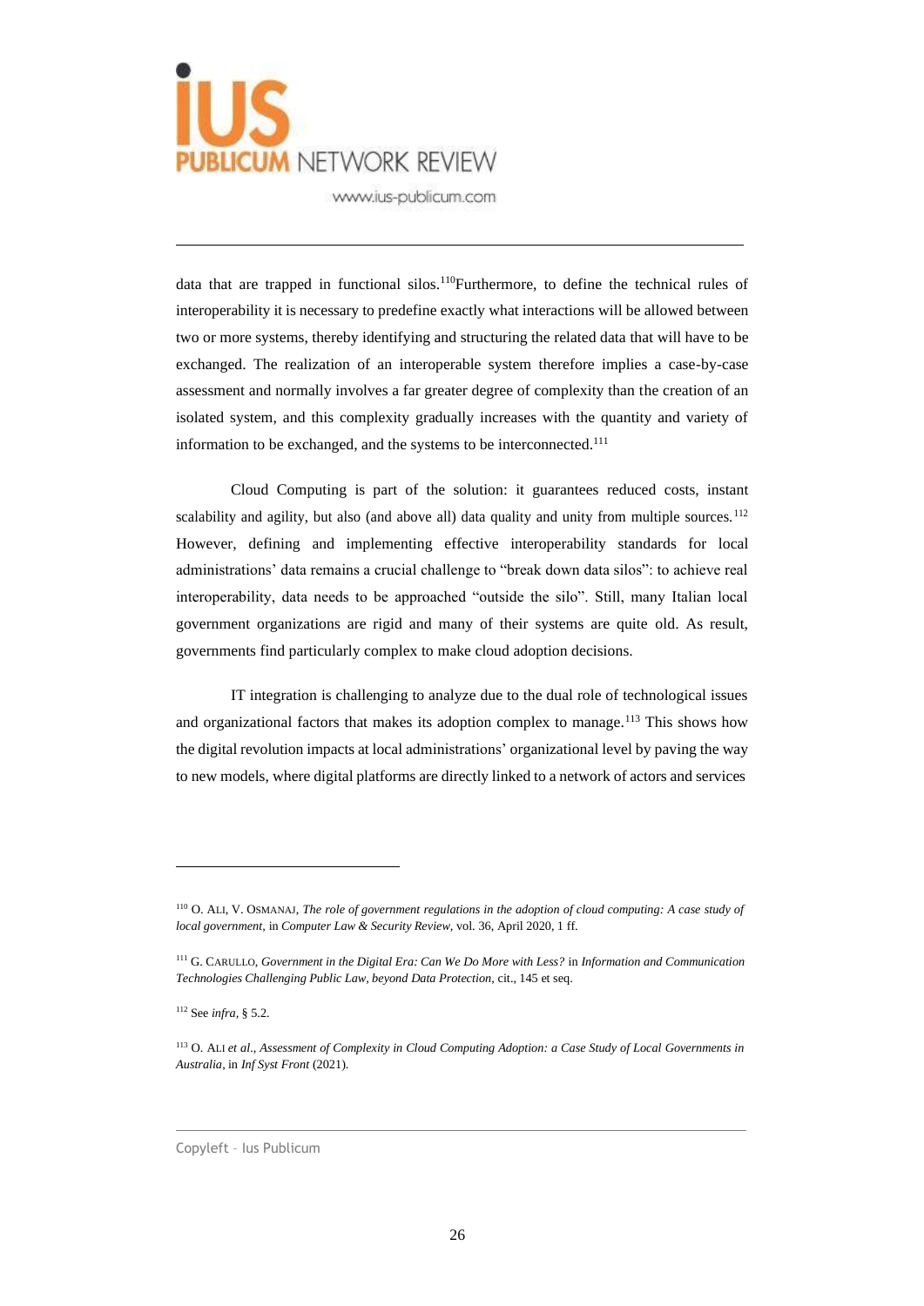data that are trapped in functional silos.[110]Furthermore, to define the technical rules of interoperability it is necessary to predefine exactly what interactions will be allowed between two or more systems, thereby identifying and structuring the related data that will have to be exchanged. The realization of an interoperable system therefore implies a case-by-case assessment and normally involves a far greater degree of complexity than the creation of an isolated system, and this complexity gradually increases with the quantity and variety of information to be exchanged, and the systems to be interconnected.[111]

Cloud Computing is part of the solution: it guarantees reduced costs, instant scalability and agility, but also (and above all) data quality and unity from multiple sources.[112] However, defining and implementing effective interoperability standards for local administrations' data remains a crucial challenge to "break down data silos": to achieve real interoperability, data needs to be approached "outside the silo". Still, many Italian local government organizations are rigid and many of their systems are quite old. As result, governments find particularly complex to make cloud adoption decisions.

IT integration is challenging to analyze due to the dual role of technological issues and organizational factors that makes its adoption complex to manage.[113] This shows how the digital revolution impacts at local administrations' organizational level by paving the way to new models, where digital platforms are directly linked to a network of actors and services

---

[110] O. ALI, V. OSMANAJ, *The role of government regulations in the adoption of cloud computing: A case study of local government*, in *Computer Law & Security Review*, vol. 36, April 2020, 1 ff.

[111] G. CARULLO, *Government in the Digital Era: Can We Do More with Less?* in *Information and Communication Technologies Challenging Public Law, beyond Data Protection*, cit., 145 et seq.

[112] See *infra*, § 5.2.

[113] O. ALI *et al.*, *Assessment of Complexity in Cloud Computing Adoption: a Case Study of Local Governments in Australia*, in *Inf Syst Front* (2021).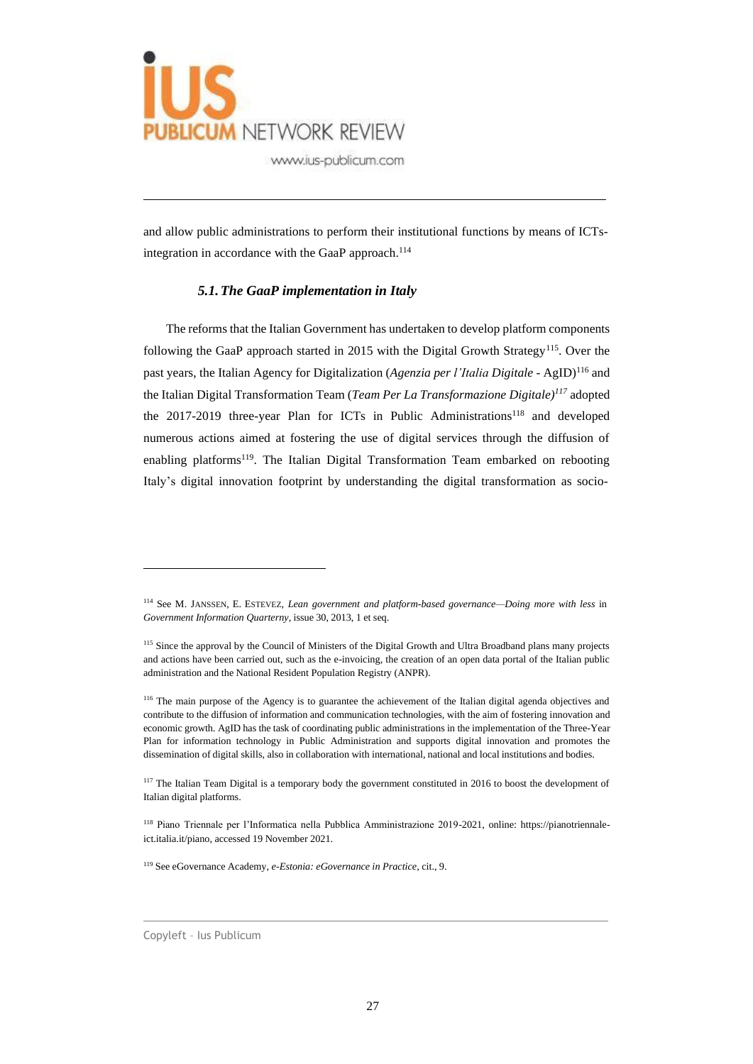and allow public administrations to perform their institutional functions by means of ICTs-integration in accordance with the GaaP approach.[114]

### *5.1. The GaaP implementation in Italy*

The reforms that the Italian Government has undertaken to develop platform components following the GaaP approach started in 2015 with the Digital Growth Strategy[115]. Over the past years, the Italian Agency for Digitalization (*Agenzia per l'Italia Digitale* - AgID)[116] and the Italian Digital Transformation Team (*Team Per La Transformazione Digitale)*[117] adopted the 2017-2019 three-year Plan for ICTs in Public Administrations[118] and developed numerous actions aimed at fostering the use of digital services through the diffusion of enabling platforms[119]. The Italian Digital Transformation Team embarked on rebooting Italy's digital innovation footprint by understanding the digital transformation as socio-

---

[114] See M. JANSSEN, E. ESTEVEZ, *Lean government and platform-based governance—Doing more with less* in *Government Information Quarterny*, issue 30, 2013, 1 et seq.

[115] Since the approval by the Council of Ministers of the Digital Growth and Ultra Broadband plans many projects and actions have been carried out, such as the e-invoicing, the creation of an open data portal of the Italian public administration and the National Resident Population Registry (ANPR).

[116] The main purpose of the Agency is to guarantee the achievement of the Italian digital agenda objectives and contribute to the diffusion of information and communication technologies, with the aim of fostering innovation and economic growth. AgID has the task of coordinating public administrations in the implementation of the Three-Year Plan for information technology in Public Administration and supports digital innovation and promotes the dissemination of digital skills, also in collaboration with international, national and local institutions and bodies.

[117] The Italian Team Digital is a temporary body the government constituted in 2016 to boost the development of Italian digital platforms.

[118] Piano Triennale per l'Informatica nella Pubblica Amministrazione 2019-2021, online: https://pianotriennale-ict.italia.it/piano, accessed 19 November 2021.

[119] See eGovernance Academy, *e-Estonia: eGovernance in Practice*, cit., 9.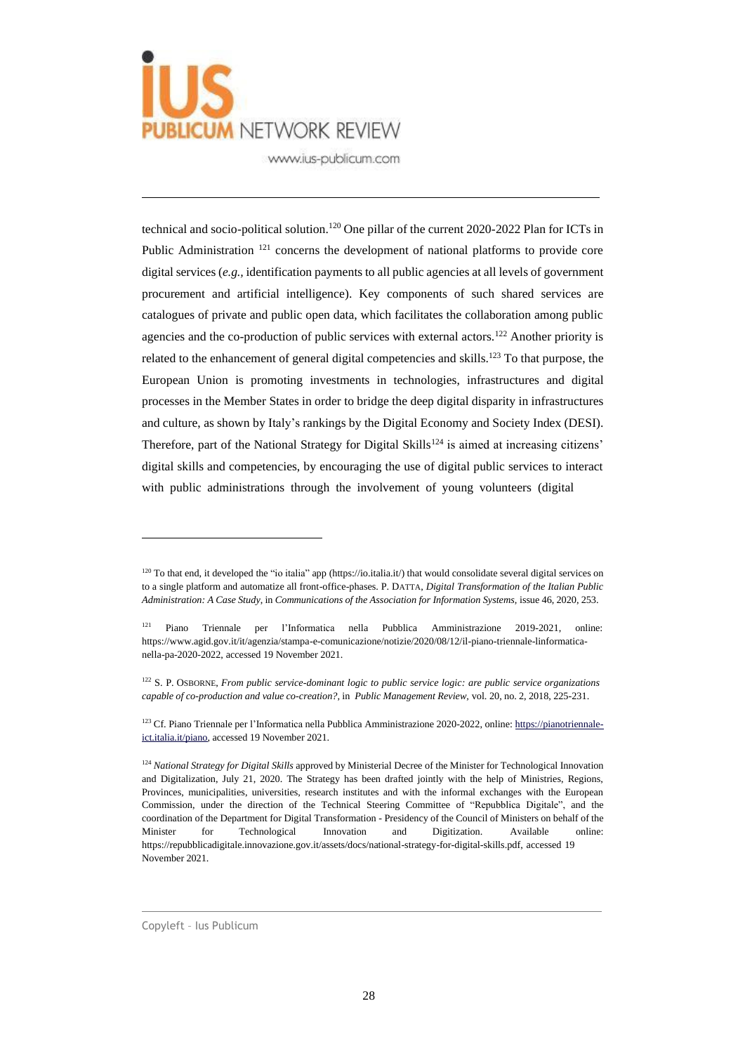technical and socio-political solution.[120] One pillar of the current 2020-2022 Plan for ICTs in Public Administration [121] concerns the development of national platforms to provide core digital services (*e.g.*, identification payments to all public agencies at all levels of government procurement and artificial intelligence). Key components of such shared services are catalogues of private and public open data, which facilitates the collaboration among public agencies and the co-production of public services with external actors.[122] Another priority is related to the enhancement of general digital competencies and skills.[123] To that purpose, the European Union is promoting investments in technologies, infrastructures and digital processes in the Member States in order to bridge the deep digital disparity in infrastructures and culture, as shown by Italy's rankings by the Digital Economy and Society Index (DESI). Therefore, part of the National Strategy for Digital Skills[124] is aimed at increasing citizens' digital skills and competencies, by encouraging the use of digital public services to interact with public administrations through the involvement of young volunteers (digital

---

[120] To that end, it developed the "io italia" app (https://io.italia.it/) that would consolidate several digital services on to a single platform and automatize all front-office-phases. P. DATTA, *Digital Transformation of the Italian Public Administration: A Case Study*, in *Communications of the Association for Information Systems*, issue 46, 2020, 253.

[121] Piano Triennale per l'Informatica nella Pubblica Amministrazione 2019-2021, online: https://www.agid.gov.it/it/agenzia/stampa-e-comunicazione/notizie/2020/08/12/il-piano-triennale-linformatica-nella-pa-2020-2022, accessed 19 November 2021.

[122] S. P. OSBORNE, *From public service-dominant logic to public service logic: are public service organizations capable of co-production and value co-creation?*, in *Public Management Review*, vol. 20, no. 2, 2018, 225-231.

[123] Cf. Piano Triennale per l'Informatica nella Pubblica Amministrazione 2020-2022, online: https://pianotriennale-ict.italia.it/piano, accessed 19 November 2021.

[124] *National Strategy for Digital Skills* approved by Ministerial Decree of the Minister for Technological Innovation and Digitalization, July 21, 2020. The Strategy has been drafted jointly with the help of Ministries, Regions, Provinces, municipalities, universities, research institutes and with the informal exchanges with the European Commission, under the direction of the Technical Steering Committee of "Repubblica Digitale", and the coordination of the Department for Digital Transformation - Presidency of the Council of Ministers on behalf of the Minister for Technological Innovation and Digitization. Available online: https://repubblicadigitale.innovazione.gov.it/assets/docs/national-strategy-for-digital-skills.pdf, accessed 19 November 2021.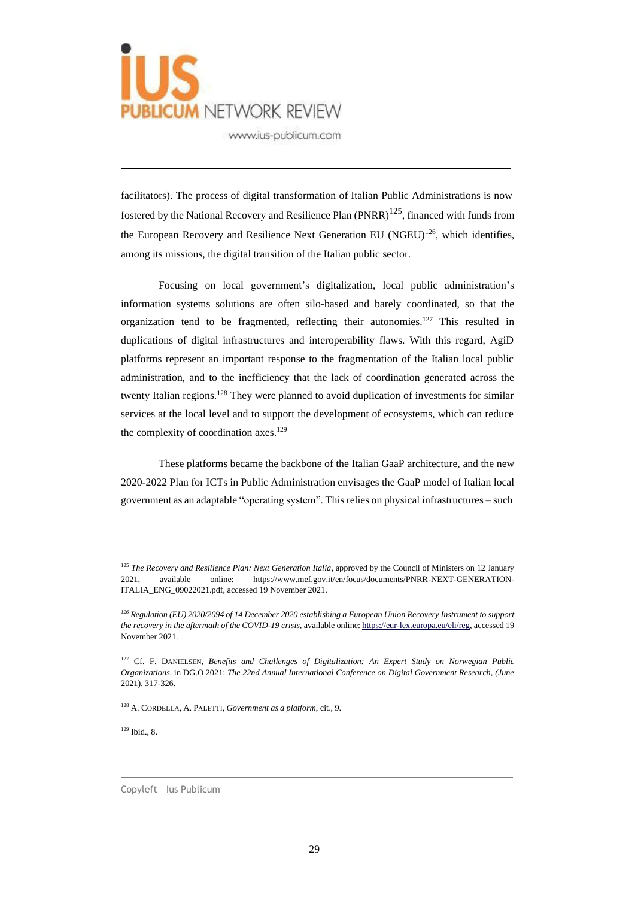facilitators). The process of digital transformation of Italian Public Administrations is now fostered by the National Recovery and Resilience Plan (PNRR)[125], financed with funds from the European Recovery and Resilience Next Generation EU (NGEU)[126], which identifies, among its missions, the digital transition of the Italian public sector.

Focusing on local government's digitalization, local public administration's information systems solutions are often silo-based and barely coordinated, so that the organization tend to be fragmented, reflecting their autonomies.[127] This resulted in duplications of digital infrastructures and interoperability flaws. With this regard, AgiD platforms represent an important response to the fragmentation of the Italian local public administration, and to the inefficiency that the lack of coordination generated across the twenty Italian regions.[128] They were planned to avoid duplication of investments for similar services at the local level and to support the development of ecosystems, which can reduce the complexity of coordination axes.[129]

These platforms became the backbone of the Italian GaaP architecture, and the new 2020-2022 Plan for ICTs in Public Administration envisages the GaaP model of Italian local government as an adaptable "operating system". This relies on physical infrastructures – such

---

[125] *The Recovery and Resilience Plan: Next Generation Italia*, approved by the Council of Ministers on 12 January 2021, available online: https://www.mef.gov.it/en/focus/documents/PNRR-NEXT-GENERATION-ITALIA_ENG_09022021.pdf, accessed 19 November 2021.

[126] *Regulation (EU) 2020/2094 of 14 December 2020 establishing a European Union Recovery Instrument to support the recovery in the aftermath of the COVID-19 crisis,* available online: https://eur-lex.europa.eu/eli/reg, accessed 19 November 2021.

[127] Cf. F. DANIELSEN, *Benefits and Challenges of Digitalization: An Expert Study on Norwegian Public Organizations,* in DG.O 2021: *The 22nd Annual International Conference on Digital Government Research, (June* 2021), 317-326.

[128] A. CORDELLA, A. PALETTI, *Government as a platform*, cit., 9.

[129] Ibid., 8.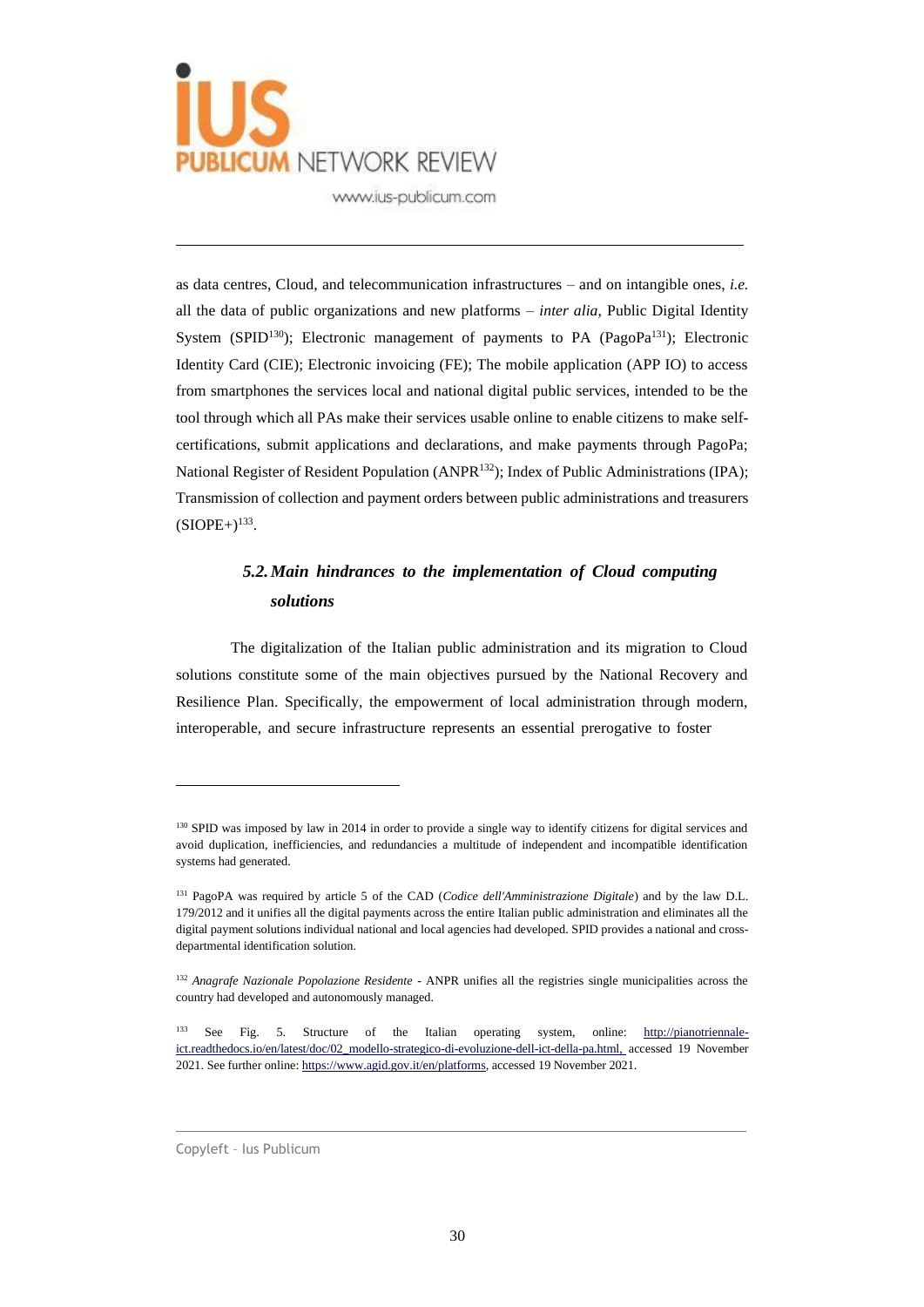as data centres, Cloud, and telecommunication infrastructures – and on intangible ones, *i.e.* all the data of public organizations and new platforms – *inter alia*, Public Digital Identity System (SPID[130]); Electronic management of payments to PA (PagoPa[131]); Electronic Identity Card (CIE); Electronic invoicing (FE); The mobile application (APP IO) to access from smartphones the services local and national digital public services, intended to be the tool through which all PAs make their services usable online to enable citizens to make self-certifications, submit applications and declarations, and make payments through PagoPa; National Register of Resident Population (ANPR[132]); Index of Public Administrations (IPA); Transmission of collection and payment orders between public administrations and treasurers (SIOPE+)[133].

### 5.2. *Main hindrances to the implementation of Cloud computing solutions*

The digitalization of the Italian public administration and its migration to Cloud solutions constitute some of the main objectives pursued by the National Recovery and Resilience Plan. Specifically, the empowerment of local administration through modern, interoperable, and secure infrastructure represents an essential prerogative to foster

---

[130] SPID was imposed by law in 2014 in order to provide a single way to identify citizens for digital services and avoid duplication, inefficiencies, and redundancies a multitude of independent and incompatible identification systems had generated.

[131] PagoPA was required by article 5 of the CAD (*Codice dell'Amministrazione Digitale*) and by the law D.L. 179/2012 and it unifies all the digital payments across the entire Italian public administration and eliminates all the digital payment solutions individual national and local agencies had developed. SPID provides a national and cross-departmental identification solution.

[132] *Anagrafe Nazionale Popolazione Residente* - ANPR unifies all the registries single municipalities across the country had developed and autonomously managed.

[133] See Fig. 5. Structure of the Italian operating system, online: http://pianotriennale-ict.readthedocs.io/en/latest/doc/02_modello-strategico-di-evoluzione-dell-ict-della-pa.html, accessed 19 November 2021. See further online: https://www.agid.gov.it/en/platforms, accessed 19 November 2021.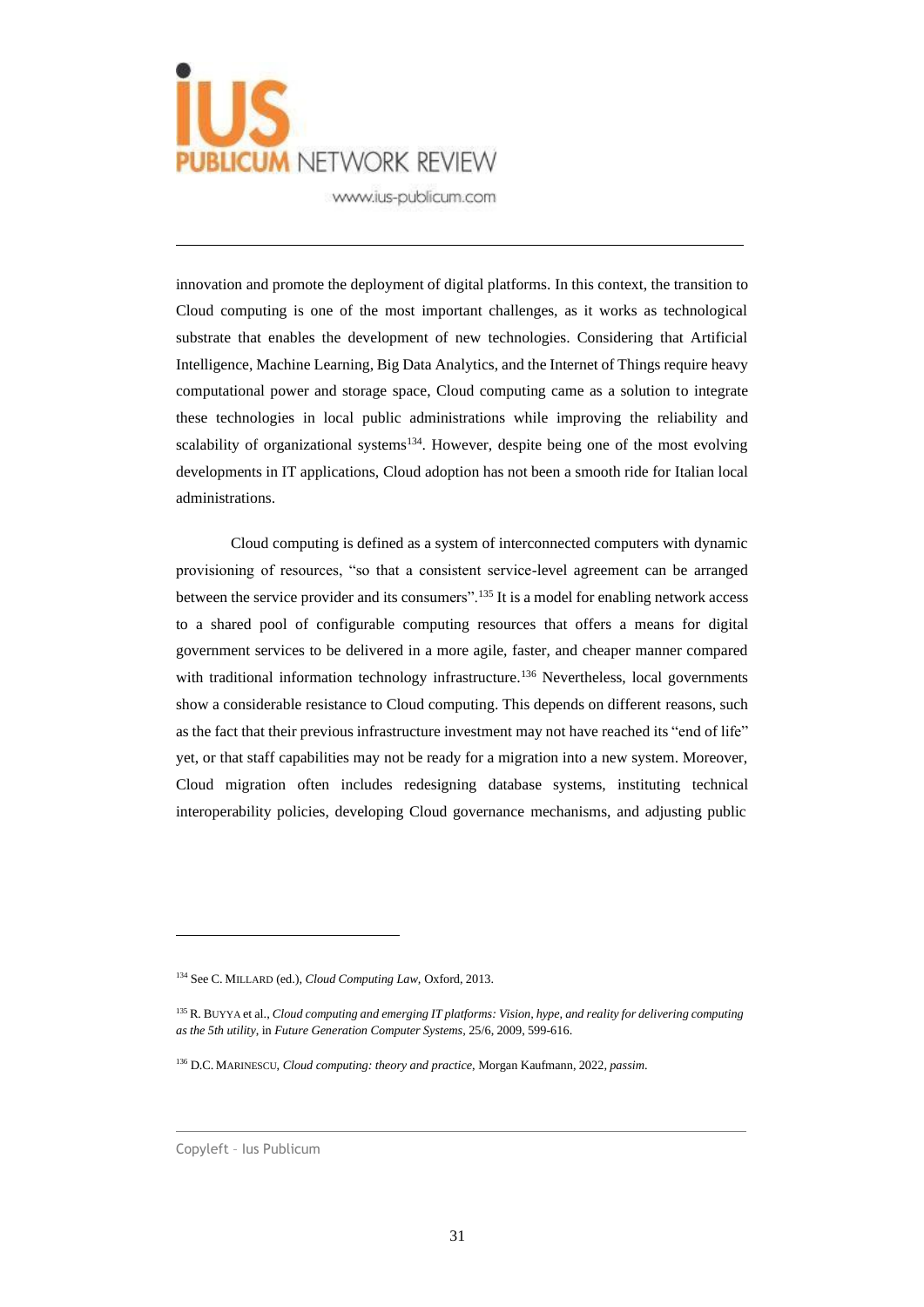innovation and promote the deployment of digital platforms. In this context, the transition to Cloud computing is one of the most important challenges, as it works as technological substrate that enables the development of new technologies. Considering that Artificial Intelligence, Machine Learning, Big Data Analytics, and the Internet of Things require heavy computational power and storage space, Cloud computing came as a solution to integrate these technologies in local public administrations while improving the reliability and scalability of organizational systems[134]. However, despite being one of the most evolving developments in IT applications, Cloud adoption has not been a smooth ride for Italian local administrations.

Cloud computing is defined as a system of interconnected computers with dynamic provisioning of resources, "so that a consistent service-level agreement can be arranged between the service provider and its consumers".[135] It is a model for enabling network access to a shared pool of configurable computing resources that offers a means for digital government services to be delivered in a more agile, faster, and cheaper manner compared with traditional information technology infrastructure.[136] Nevertheless, local governments show a considerable resistance to Cloud computing. This depends on different reasons, such as the fact that their previous infrastructure investment may not have reached its "end of life" yet, or that staff capabilities may not be ready for a migration into a new system. Moreover, Cloud migration often includes redesigning database systems, instituting technical interoperability policies, developing Cloud governance mechanisms, and adjusting public

---

[134] See C. MILLARD (ed.), *Cloud Computing Law*, Oxford, 2013.

[135] R. BUYYA et al., *Cloud computing and emerging IT platforms: Vision, hype, and reality for delivering computing as the 5th utility*, in *Future Generation Computer Systems*, 25/6, 2009, 599-616.

[136] D.C. MARINESCU, *Cloud computing: theory and practice*, Morgan Kaufmann, 2022, *passim*.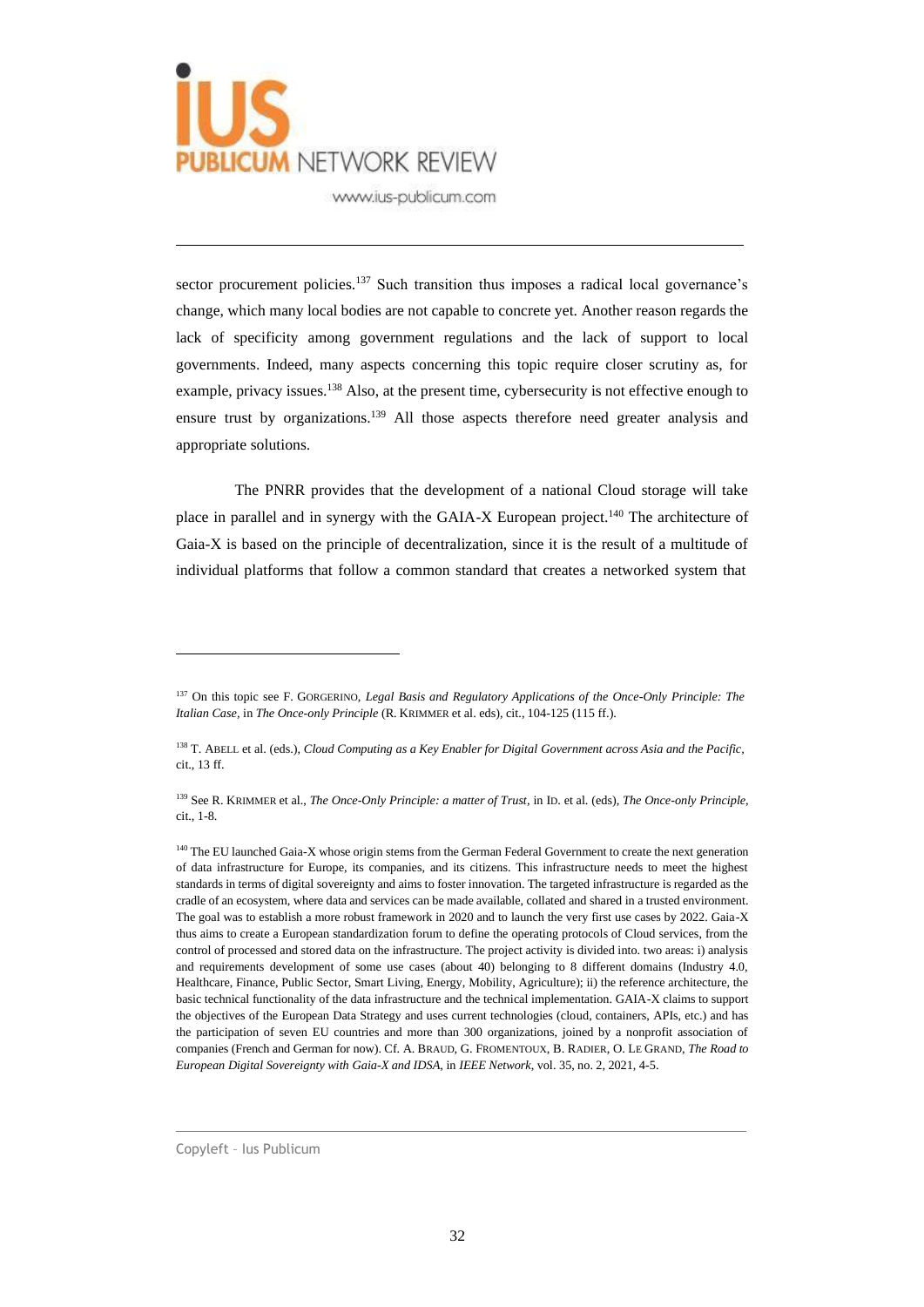sector procurement policies.[137] Such transition thus imposes a radical local governance's change, which many local bodies are not capable to concrete yet. Another reason regards the lack of specificity among government regulations and the lack of support to local governments. Indeed, many aspects concerning this topic require closer scrutiny as, for example, privacy issues.[138] Also, at the present time, cybersecurity is not effective enough to ensure trust by organizations.[139] All those aspects therefore need greater analysis and appropriate solutions.

The PNRR provides that the development of a national Cloud storage will take place in parallel and in synergy with the GAIA-X European project.[140] The architecture of Gaia-X is based on the principle of decentralization, since it is the result of a multitude of individual platforms that follow a common standard that creates a networked system that

---

[137] On this topic see F. GORGERINO, *Legal Basis and Regulatory Applications of the Once-Only Principle: The Italian Case*, in *The Once-only Principle* (R. KRIMMER et al. eds), cit., 104-125 (115 ff.).

[138] T. ABELL et al. (eds.), *Cloud Computing as a Key Enabler for Digital Government across Asia and the Pacific*, cit., 13 ff.

[139] See R. KRIMMER et al., *The Once-Only Principle: a matter of Trust*, in ID. et al. (eds), *The Once-only Principle*, cit., 1-8.

[140] The EU launched Gaia-X whose origin stems from the German Federal Government to create the next generation of data infrastructure for Europe, its companies, and its citizens. This infrastructure needs to meet the highest standards in terms of digital sovereignty and aims to foster innovation. The targeted infrastructure is regarded as the cradle of an ecosystem, where data and services can be made available, collated and shared in a trusted environment. The goal was to establish a more robust framework in 2020 and to launch the very first use cases by 2022. Gaia-X thus aims to create a European standardization forum to define the operating protocols of Cloud services, from the control of processed and stored data on the infrastructure. The project activity is divided into. two areas: i) analysis and requirements development of some use cases (about 40) belonging to 8 different domains (Industry 4.0, Healthcare, Finance, Public Sector, Smart Living, Energy, Mobility, Agriculture); ii) the reference architecture, the basic technical functionality of the data infrastructure and the technical implementation. GAIA-X claims to support the objectives of the European Data Strategy and uses current technologies (cloud, containers, APIs, etc.) and has the participation of seven EU countries and more than 300 organizations, joined by a nonprofit association of companies (French and German for now). Cf. A. BRAUD, G. FROMENTOUX, B. RADIER, O. LE GRAND, *The Road to European Digital Sovereignty with Gaia-X and IDSA*, in *IEEE Network*, vol. 35, no. 2, 2021, 4-5.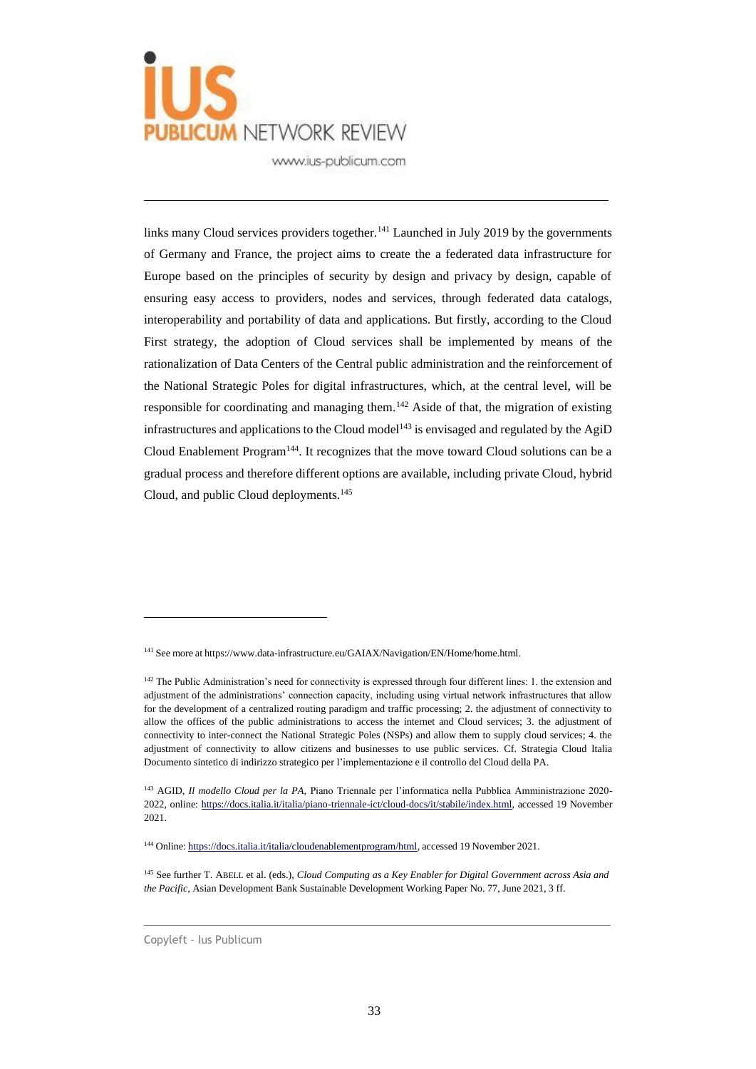links many Cloud services providers together.[141] Launched in July 2019 by the governments of Germany and France, the project aims to create the a federated data infrastructure for Europe based on the principles of security by design and privacy by design, capable of ensuring easy access to providers, nodes and services, through federated data catalogs, interoperability and portability of data and applications. But firstly, according to the Cloud First strategy, the adoption of Cloud services shall be implemented by means of the rationalization of Data Centers of the Central public administration and the reinforcement of the National Strategic Poles for digital infrastructures, which, at the central level, will be responsible for coordinating and managing them.[142] Aside of that, the migration of existing infrastructures and applications to the Cloud model[143] is envisaged and regulated by the AgiD Cloud Enablement Program[144]. It recognizes that the move toward Cloud solutions can be a gradual process and therefore different options are available, including private Cloud, hybrid Cloud, and public Cloud deployments.[145]

---

[141] See more at https://www.data-infrastructure.eu/GAIAX/Navigation/EN/Home/home.html.

[142] The Public Administration's need for connectivity is expressed through four different lines: 1. the extension and adjustment of the administrations' connection capacity, including using virtual network infrastructures that allow for the development of a centralized routing paradigm and traffic processing; 2. the adjustment of connectivity to allow the offices of the public administrations to access the internet and Cloud services; 3. the adjustment of connectivity to inter-connect the National Strategic Poles (NSPs) and allow them to supply cloud services; 4. the adjustment of connectivity to allow citizens and businesses to use public services. Cf. Strategia Cloud Italia Documento sintetico di indirizzo strategico per l'implementazione e il controllo del Cloud della PA.

[143] AGID, *Il modello Cloud per la PA*, Piano Triennale per l'informatica nella Pubblica Amministrazione 2020-2022, online: https://docs.italia.it/italia/piano-triennale-ict/cloud-docs/it/stabile/index.html, accessed 19 November 2021.

[144] Online: https://docs.italia.it/italia/cloudenablementprogram/html, accessed 19 November 2021.

[145] See further T. ABELL et al. (eds.), *Cloud Computing as a Key Enabler for Digital Government across Asia and the Pacific*, Asian Development Bank Sustainable Development Working Paper No. 77, June 2021, 3 ff.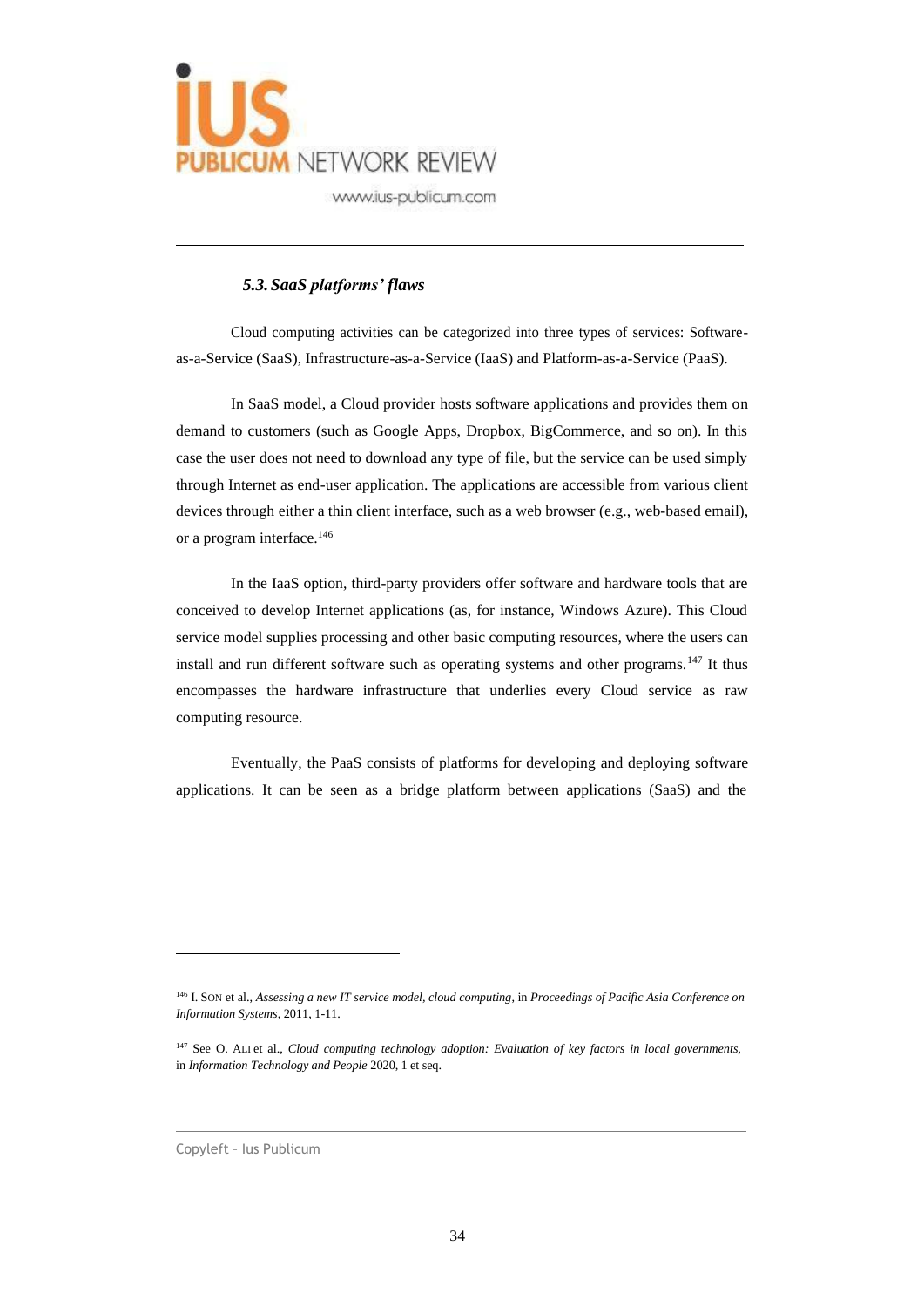### *5.3. SaaS platforms' flaws*

Cloud computing activities can be categorized into three types of services: Software-as-a-Service (SaaS), Infrastructure-as-a-Service (IaaS) and Platform-as-a-Service (PaaS).

In SaaS model, a Cloud provider hosts software applications and provides them on demand to customers (such as Google Apps, Dropbox, BigCommerce, and so on). In this case the user does not need to download any type of file, but the service can be used simply through Internet as end-user application. The applications are accessible from various client devices through either a thin client interface, such as a web browser (e.g., web-based email), or a program interface.[146]

In the IaaS option, third-party providers offer software and hardware tools that are conceived to develop Internet applications (as, for instance, Windows Azure). This Cloud service model supplies processing and other basic computing resources, where the users can install and run different software such as operating systems and other programs.[147] It thus encompasses the hardware infrastructure that underlies every Cloud service as raw computing resource.

Eventually, the PaaS consists of platforms for developing and deploying software applications. It can be seen as a bridge platform between applications (SaaS) and the

---

[146] I. SON et al., *Assessing a new IT service model, cloud computing*, in *Proceedings of Pacific Asia Conference on Information Systems*, 2011, 1-11.

[147] See O. ALI et al., *Cloud computing technology adoption: Evaluation of key factors in local governments*, in *Information Technology and People* 2020, 1 et seq.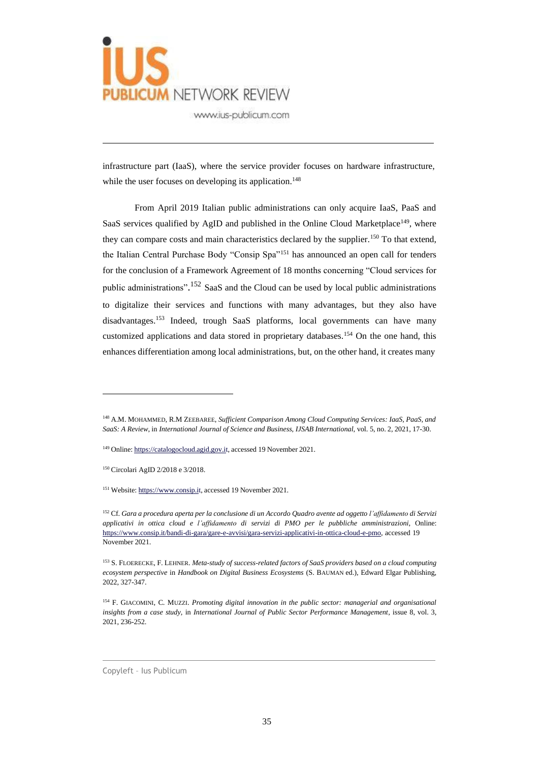infrastructure part (IaaS), where the service provider focuses on hardware infrastructure, while the user focuses on developing its application.[148]

From April 2019 Italian public administrations can only acquire IaaS, PaaS and SaaS services qualified by AgID and published in the Online Cloud Marketplace[149], where they can compare costs and main characteristics declared by the supplier.[150] To that extend, the Italian Central Purchase Body "Consip Spa"[151] has announced an open call for tenders for the conclusion of a Framework Agreement of 18 months concerning "Cloud services for public administrations".[152] SaaS and the Cloud can be used by local public administrations to digitalize their services and functions with many advantages, but they also have disadvantages.[153] Indeed, trough SaaS platforms, local governments can have many customized applications and data stored in proprietary databases.[154] On the one hand, this enhances differentiation among local administrations, but, on the other hand, it creates many

---

[148] A.M. Mohammed, R.M Zeebaree, *Sufficient Comparison Among Cloud Computing Services: IaaS, PaaS, and SaaS: A Review*, in *International Journal of Science and Business, IJSAB International*, vol. 5, no. 2, 2021, 17-30.

[149] Online: https://catalogocloud.agid.gov.it, accessed 19 November 2021.

[150] Circolari AgID 2/2018 e 3/2018.

[151] Website: https://www.consip.it, accessed 19 November 2021.

[152] Cf. *Gara a procedura aperta per la conclusione di un Accordo Quadro avente ad oggetto l'affidamento di Servizi applicativi in ottica cloud e l'affidamento di servizi di PMO per le pubbliche amministrazioni*, Online: https://www.consip.it/bandi-di-gara/gare-e-avvisi/gara-servizi-applicativi-in-ottica-cloud-e-pmo, accessed 19 November 2021.

[153] S. Floerecke, F. Lehner. *Meta-study of success-related factors of SaaS providers based on a cloud computing ecosystem perspective* in *Handbook on Digital Business Ecosystems* (S. Bauman ed.), Edward Elgar Publishing, 2022, 327-347.

[154] F. Giacomini, C. Muzzi. *Promoting digital innovation in the public sector: managerial and organisational insights from a case study,* in *International Journal of Public Sector Performance Management*, issue 8, vol. 3, 2021, 236-252.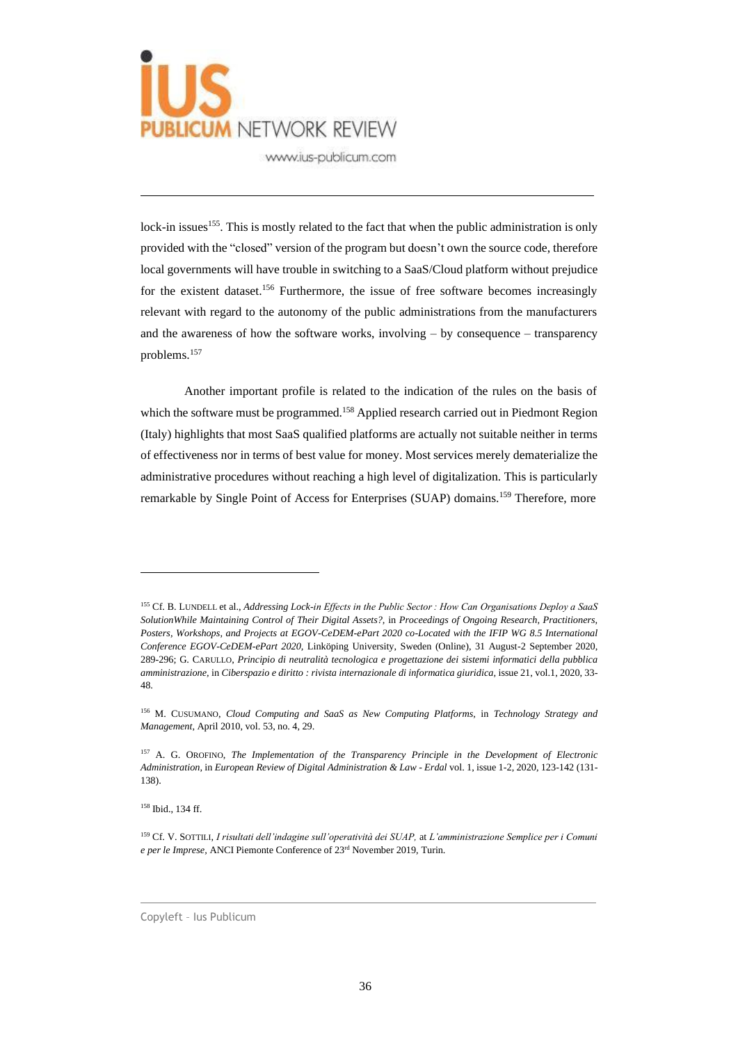lock-in issues[155]. This is mostly related to the fact that when the public administration is only provided with the "closed" version of the program but doesn't own the source code, therefore local governments will have trouble in switching to a SaaS/Cloud platform without prejudice for the existent dataset.[156] Furthermore, the issue of free software becomes increasingly relevant with regard to the autonomy of the public administrations from the manufacturers and the awareness of how the software works, involving – by consequence – transparency problems.[157]

Another important profile is related to the indication of the rules on the basis of which the software must be programmed.[158] Applied research carried out in Piedmont Region (Italy) highlights that most SaaS qualified platforms are actually not suitable neither in terms of effectiveness nor in terms of best value for money. Most services merely dematerialize the administrative procedures without reaching a high level of digitalization. This is particularly remarkable by Single Point of Access for Enterprises (SUAP) domains.[159] Therefore, more

---

[155] Cf. B. LUNDELL et al., *Addressing Lock-in Effects in the Public Sector : How Can Organisations Deploy a SaaS SolutionWhile Maintaining Control of Their Digital Assets?*, in *Proceedings of Ongoing Research, Practitioners, Posters, Workshops, and Projects at EGOV-CeDEM-ePart 2020 co-Located with the IFIP WG 8.5 International Conference EGOV-CeDEM-ePart 2020*, Linköping University, Sweden (Online), 31 August-2 September 2020, 289-296; G. CARULLO, *Principio di neutralità tecnologica e progettazione dei sistemi informatici della pubblica amministrazione*, in *Ciberspazio e diritto : rivista internazionale di informatica giuridica*, issue 21, vol.1, 2020, 33-48.

[156] M. CUSUMANO, *Cloud Computing and SaaS as New Computing Platforms*, in *Technology Strategy and Management*, April 2010, vol. 53, no. 4, 29.

[157] A. G. OROFINO, *The Implementation of the Transparency Principle in the Development of Electronic Administration*, in *European Review of Digital Administration & Law - Erdal* vol. 1, issue 1-2, 2020, 123-142 (131-138).

[158] Ibid., 134 ff.

[159] Cf. V. SOTTILI, *I risultati dell'indagine sull'operatività dei SUAP,* at *L'amministrazione Semplice per i Comuni e per le Imprese*, ANCI Piemonte Conference of 23rd November 2019, Turin.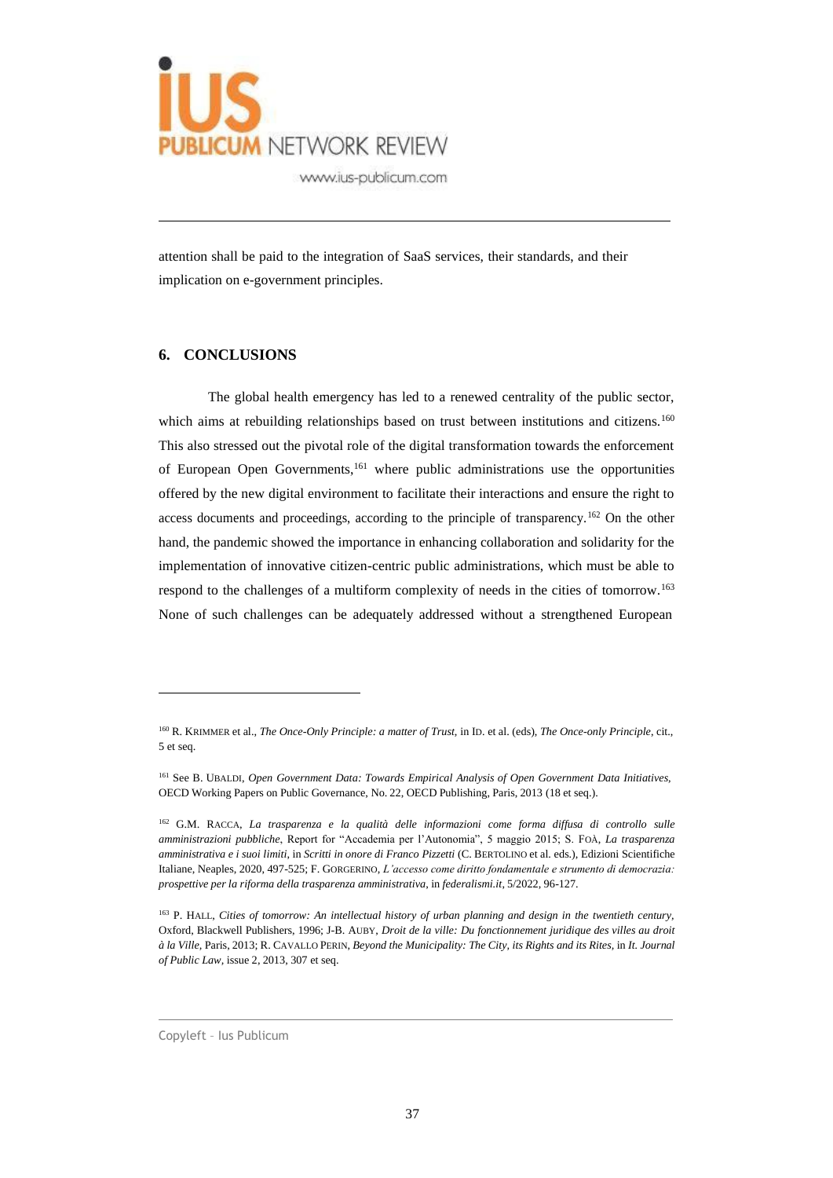attention shall be paid to the integration of SaaS services, their standards, and their implication on e-government principles.

## 6. CONCLUSIONS

The global health emergency has led to a renewed centrality of the public sector, which aims at rebuilding relationships based on trust between institutions and citizens.[160] This also stressed out the pivotal role of the digital transformation towards the enforcement of European Open Governments,[161] where public administrations use the opportunities offered by the new digital environment to facilitate their interactions and ensure the right to access documents and proceedings, according to the principle of transparency.[162] On the other hand, the pandemic showed the importance in enhancing collaboration and solidarity for the implementation of innovative citizen-centric public administrations, which must be able to respond to the challenges of a multiform complexity of needs in the cities of tomorrow.[163] None of such challenges can be adequately addressed without a strengthened European

---

[160] R. KRIMMER et al., *The Once-Only Principle: a matter of Trust,* in ID. et al. (eds), *The Once-only Principle*, cit., 5 et seq.

[161] See B. UBALDI, *Open Government Data: Towards Empirical Analysis of Open Government Data Initiatives,* OECD Working Papers on Public Governance, No. 22, OECD Publishing, Paris, 2013 (18 et seq.).

[162] G.M. RACCA, *La trasparenza e la qualità delle informazioni come forma diffusa di controllo sulle amministrazioni pubbliche*, Report for "Accademia per l'Autonomia", 5 maggio 2015; S. FOÀ, *La trasparenza amministrativa e i suoi limiti,* in *Scritti in onore di Franco Pizzetti* (C. BERTOLINO et al. eds.), Edizioni Scientifiche Italiane, Neaples, 2020, 497-525; F. GORGERINO, *L'accesso come diritto fondamentale e strumento di democrazia: prospettive per la riforma della trasparenza amministrativa*, in *federalismi.it*, 5/2022, 96-127.

[163] P. HALL, *Cities of tomorrow: An intellectual history of urban planning and design in the twentieth century,* Oxford, Blackwell Publishers, 1996; J-B. AUBY, *Droit de la ville: Du fonctionnement juridique des villes au droit à la Ville,* Paris, 2013; R. CAVALLO PERIN, *Beyond the Municipality: The City, its Rights and its Rites,* in *It. Journal of Public Law,* issue 2, 2013, 307 et seq.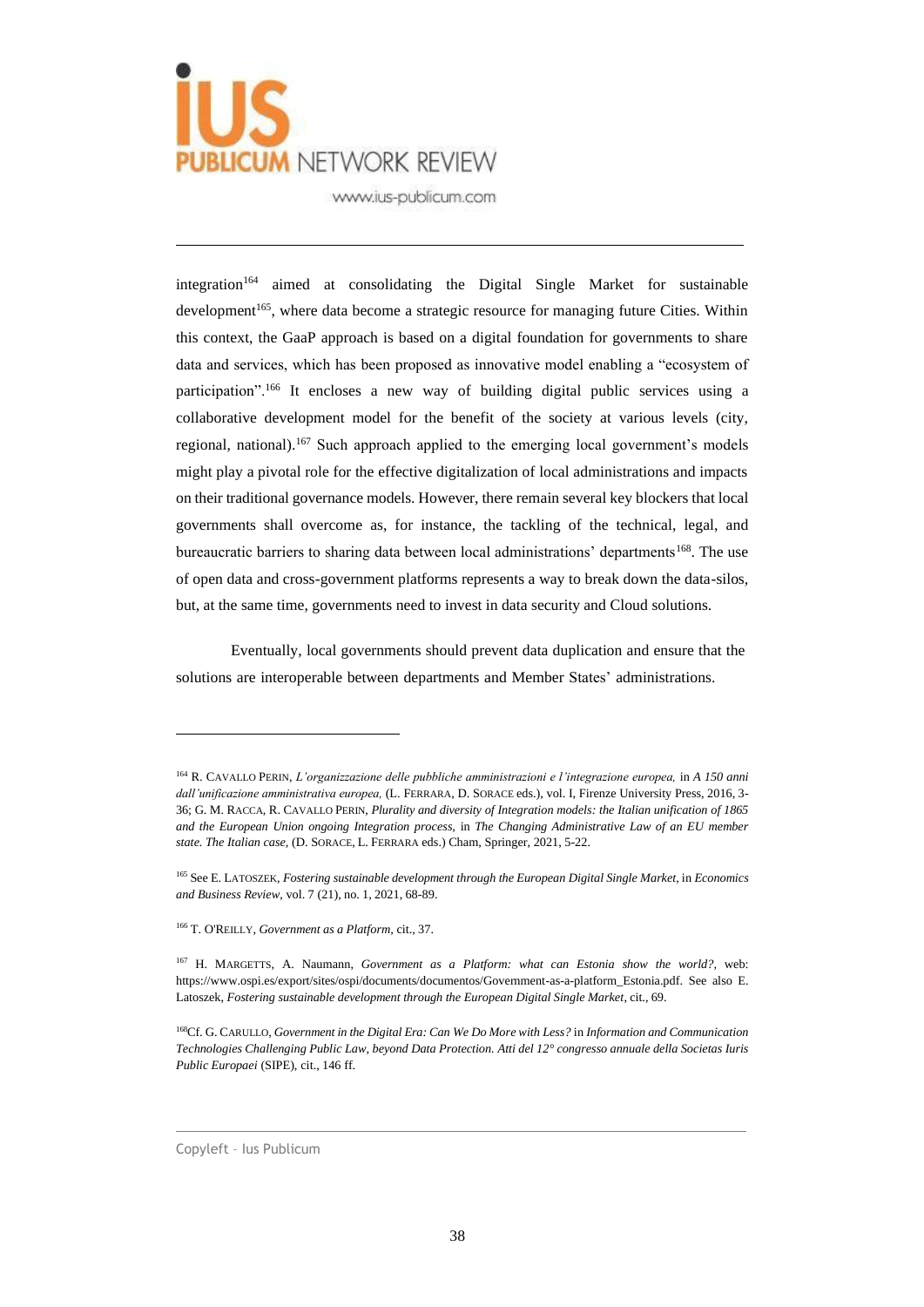integration[164] aimed at consolidating the Digital Single Market for sustainable development[165], where data become a strategic resource for managing future Cities. Within this context, the GaaP approach is based on a digital foundation for governments to share data and services, which has been proposed as innovative model enabling a "ecosystem of participation".[166] It encloses a new way of building digital public services using a collaborative development model for the benefit of the society at various levels (city, regional, national).[167] Such approach applied to the emerging local government's models might play a pivotal role for the effective digitalization of local administrations and impacts on their traditional governance models. However, there remain several key blockers that local governments shall overcome as, for instance, the tackling of the technical, legal, and bureaucratic barriers to sharing data between local administrations' departments[168]. The use of open data and cross-government platforms represents a way to break down the data-silos, but, at the same time, governments need to invest in data security and Cloud solutions.

Eventually, local governments should prevent data duplication and ensure that the solutions are interoperable between departments and Member States' administrations.

---

[164] R. CAVALLO PERIN, *L'organizzazione delle pubbliche amministrazioni e l'integrazione europea,* in *A 150 anni dall'unificazione amministrativa europea,* (L. FERRARA, D. SORACE eds.), vol. I, Firenze University Press, 2016, 3-36; G. M. RACCA, R. CAVALLO PERIN, *Plurality and diversity of Integration models: the Italian unification of 1865 and the European Union ongoing Integration process,* in *The Changing Administrative Law of an EU member state. The Italian case,* (D. SORACE, L. FERRARA eds.) Cham, Springer, 2021, 5-22.

[165] See E. LATOSZEK, *Fostering sustainable development through the European Digital Single Market*, in *Economics and Business Review*, vol. 7 (21), no. 1, 2021, 68-89.

[166] T. O'REILLY, *Government as a Platform,* cit., 37.

[167] H. MARGETTS, A. Naumann, *Government as a Platform: what can Estonia show the world?,* web: https://www.ospi.es/export/sites/ospi/documents/documentos/Government-as-a-platform_Estonia.pdf. See also E. Latoszek, *Fostering sustainable development through the European Digital Single Market*, cit., 69.

[168] Cf. G. CARULLO, *Government in the Digital Era: Can We Do More with Less?* in *Information and Communication Technologies Challenging Public Law, beyond Data Protection. Atti del 12° congresso annuale della Societas Iuris Public Europaei* (SIPE), cit., 146 ff.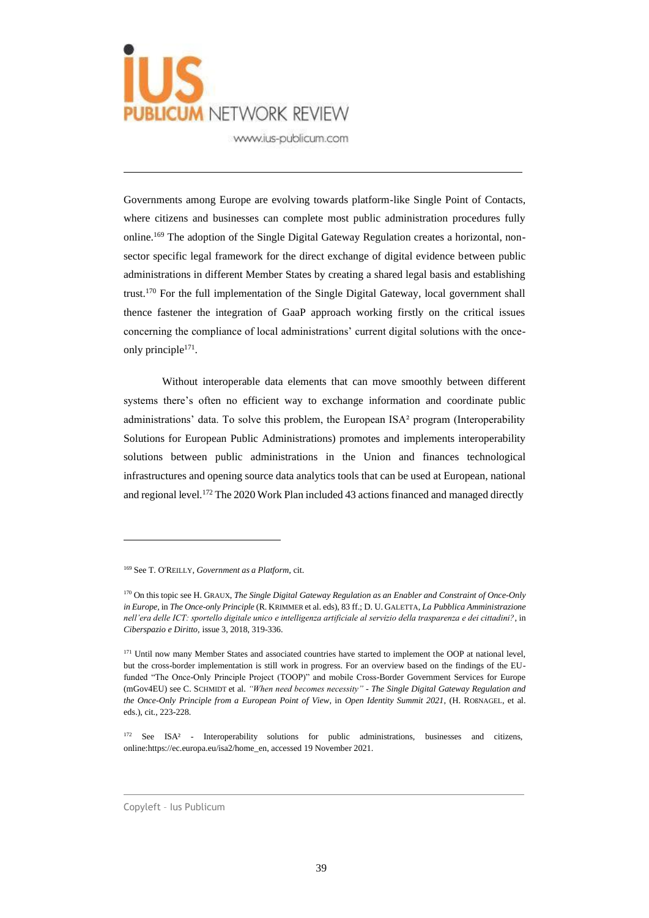Governments among Europe are evolving towards platform-like Single Point of Contacts, where citizens and businesses can complete most public administration procedures fully online.[169] The adoption of the Single Digital Gateway Regulation creates a horizontal, non-sector specific legal framework for the direct exchange of digital evidence between public administrations in different Member States by creating a shared legal basis and establishing trust.[170] For the full implementation of the Single Digital Gateway, local government shall thence fastener the integration of GaaP approach working firstly on the critical issues concerning the compliance of local administrations' current digital solutions with the once-only principle[171].

Without interoperable data elements that can move smoothly between different systems there's often no efficient way to exchange information and coordinate public administrations' data. To solve this problem, the European ISA² program (Interoperability Solutions for European Public Administrations) promotes and implements interoperability solutions between public administrations in the Union and finances technological infrastructures and opening source data analytics tools that can be used at European, national and regional level.[172] The 2020 Work Plan included 43 actions financed and managed directly

---

[169] See T. O'REILLY, *Government as a Platform*, cit.

[170] On this topic see H. GRAUX, *The Single Digital Gateway Regulation as an Enabler and Constraint of Once-Only in Europe*, in *The Once-only Principle* (R. KRIMMER et al. eds), 83 ff.; D. U. GALETTA, *La Pubblica Amministrazione nell'era delle ICT: sportello digitale unico e intelligenza artificiale al servizio della trasparenza e dei cittadini?*, in *Ciberspazio e Diritto*, issue 3, 2018, 319-336.

[171] Until now many Member States and associated countries have started to implement the OOP at national level, but the cross-border implementation is still work in progress. For an overview based on the findings of the EU-funded "The Once-Only Principle Project (TOOP)" and mobile Cross-Border Government Services for Europe (mGov4EU) see C. SCHMIDT et al. *"When need becomes necessity" - The Single Digital Gateway Regulation and the Once-Only Principle from a European Point of View*, in *Open Identity Summit 2021*, (H. ROßNAGEL, et al. eds.), cit., 223-228.

[172] See ISA² - Interoperability solutions for public administrations, businesses and citizens, online:https://ec.europa.eu/isa2/home_en, accessed 19 November 2021.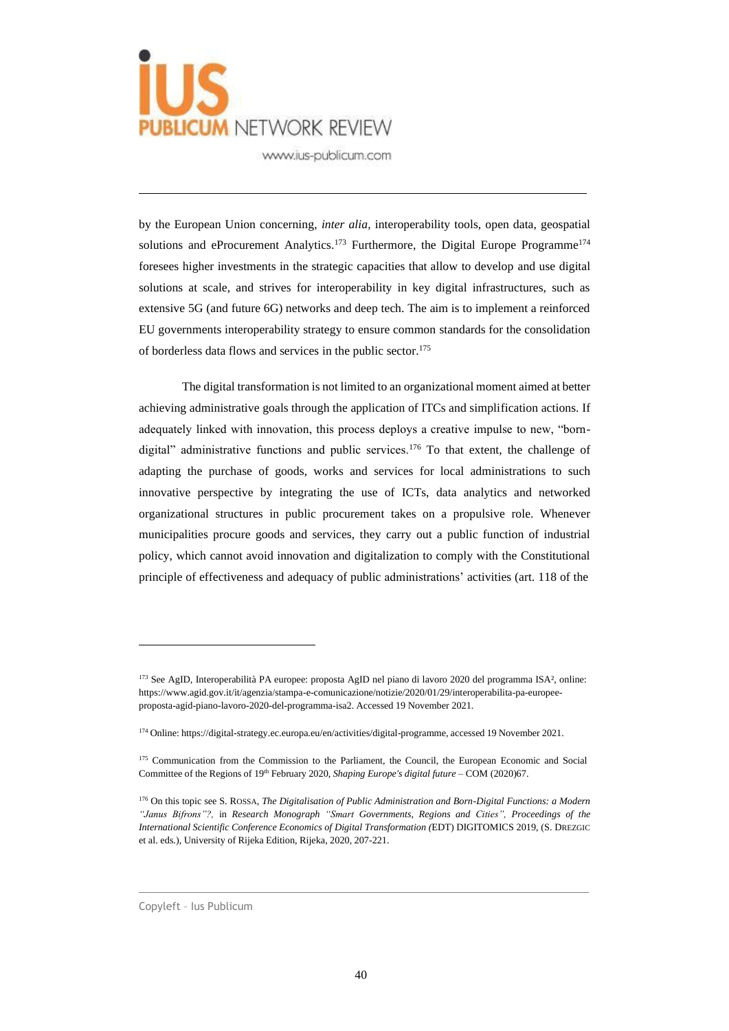by the European Union concerning, *inter alia,* interoperability tools, open data, geospatial solutions and eProcurement Analytics.[173] Furthermore, the Digital Europe Programme[174] foresees higher investments in the strategic capacities that allow to develop and use digital solutions at scale, and strives for interoperability in key digital infrastructures, such as extensive 5G (and future 6G) networks and deep tech. The aim is to implement a reinforced EU governments interoperability strategy to ensure common standards for the consolidation of borderless data flows and services in the public sector.[175]

The digital transformation is not limited to an organizational moment aimed at better achieving administrative goals through the application of ITCs and simplification actions. If adequately linked with innovation, this process deploys a creative impulse to new, "born-digital" administrative functions and public services.[176] To that extent, the challenge of adapting the purchase of goods, works and services for local administrations to such innovative perspective by integrating the use of ICTs, data analytics and networked organizational structures in public procurement takes on a propulsive role. Whenever municipalities procure goods and services, they carry out a public function of industrial policy, which cannot avoid innovation and digitalization to comply with the Constitutional principle of effectiveness and adequacy of public administrations' activities (art. 118 of the

---

[173] See AgID, Interoperabilità PA europee: proposta AgID nel piano di lavoro 2020 del programma ISA², online: https://www.agid.gov.it/it/agenzia/stampa-e-comunicazione/notizie/2020/01/29/interoperabilita-pa-europee-proposta-agid-piano-lavoro-2020-del-programma-isa2. Accessed 19 November 2021.

[174] Online: https://digital-strategy.ec.europa.eu/en/activities/digital-programme, accessed 19 November 2021.

[175] Communication from the Commission to the Parliament, the Council, the European Economic and Social Committee of the Regions of 19th February 2020, *Shaping Europe's digital future* – COM (2020)67.

[176] On this topic see S. ROSSA, *The Digitalisation of Public Administration and Born-Digital Functions: a Modern "Janus Bifrons"?,* in *Research Monograph "Smart Governments, Regions and Cities", Proceedings of the International Scientific Conference Economics of Digital Transformation (*EDT) DIGITOMICS 2019, (S. DREZGIC et al. eds.), University of Rijeka Edition, Rijeka, 2020, 207-221.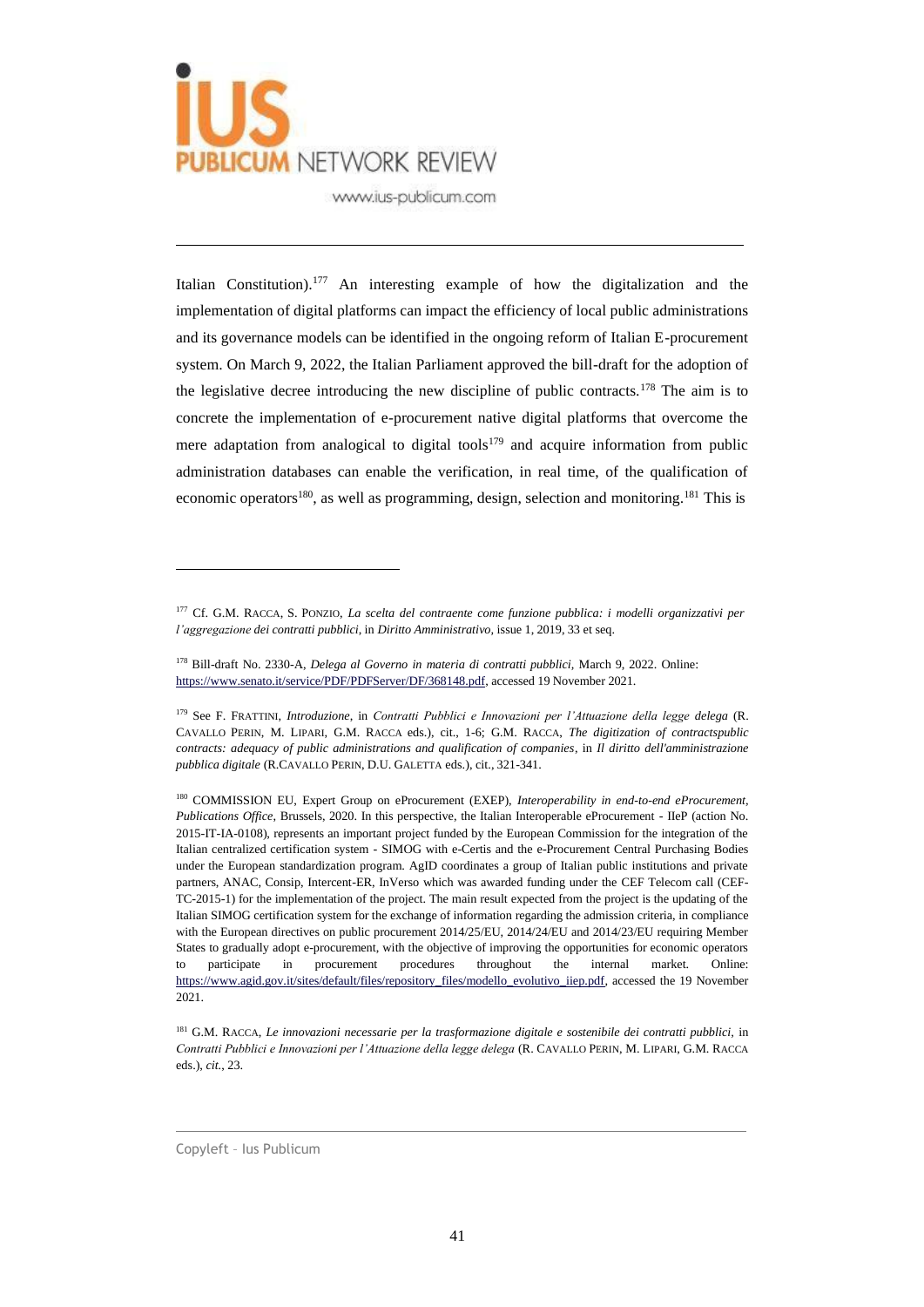Italian Constitution).[177] An interesting example of how the digitalization and the implementation of digital platforms can impact the efficiency of local public administrations and its governance models can be identified in the ongoing reform of Italian E-procurement system. On March 9, 2022, the Italian Parliament approved the bill-draft for the adoption of the legislative decree introducing the new discipline of public contracts.[178] The aim is to concrete the implementation of e-procurement native digital platforms that overcome the mere adaptation from analogical to digital tools[179] and acquire information from public administration databases can enable the verification, in real time, of the qualification of economic operators[180], as well as programming, design, selection and monitoring.[181] This is

---

[177] Cf. G.M. RACCA, S. PONZIO, *La scelta del contraente come funzione pubblica: i modelli organizzativi per l'aggregazione dei contratti pubblici*, in *Diritto Amministrativo*, issue 1, 2019, 33 et seq.

[178] Bill-draft No. 2330-A, *Delega al Governo in materia di contratti pubblici*, March 9, 2022. Online: https://www.senato.it/service/PDF/PDFServer/DF/368148.pdf, accessed 19 November 2021.

[179] See F. FRATTINI, *Introduzione*, in *Contratti Pubblici e Innovazioni per l'Attuazione della legge delega* (R. CAVALLO PERIN, M. LIPARI, G.M. RACCA eds.), cit., 1-6; G.M. RACCA, *The digitization of contractspublic contracts: adequacy of public administrations and qualification of companies*, in *Il diritto dell'amministrazione pubblica digitale* (R.CAVALLO PERIN, D.U. GALETTA eds.), cit., 321-341.

[180] COMMISSION EU, Expert Group on eProcurement (EXEP), *Interoperability in end-to-end eProcurement, Publications Office*, Brussels, 2020. In this perspective, the Italian Interoperable eProcurement - IIeP (action No. 2015-IT-IA-0108), represents an important project funded by the European Commission for the integration of the Italian centralized certification system - SIMOG with e-Certis and the e-Procurement Central Purchasing Bodies under the European standardization program. AgID coordinates a group of Italian public institutions and private partners, ANAC, Consip, Intercent-ER, InVerso which was awarded funding under the CEF Telecom call (CEF-TC-2015-1) for the implementation of the project. The main result expected from the project is the updating of the Italian SIMOG certification system for the exchange of information regarding the admission criteria, in compliance with the European directives on public procurement 2014/25/EU, 2014/24/EU and 2014/23/EU requiring Member States to gradually adopt e-procurement, with the objective of improving the opportunities for economic operators to participate in procurement procedures throughout the internal market. Online: https://www.agid.gov.it/sites/default/files/repository_files/modello_evolutivo_iiep.pdf, accessed the 19 November 2021.

[181] G.M. RACCA, *Le innovazioni necessarie per la trasformazione digitale e sostenibile dei contratti pubblici*, in *Contratti Pubblici e Innovazioni per l'Attuazione della legge delega* (R. CAVALLO PERIN, M. LIPARI, G.M. RACCA eds.), *cit.*, 23.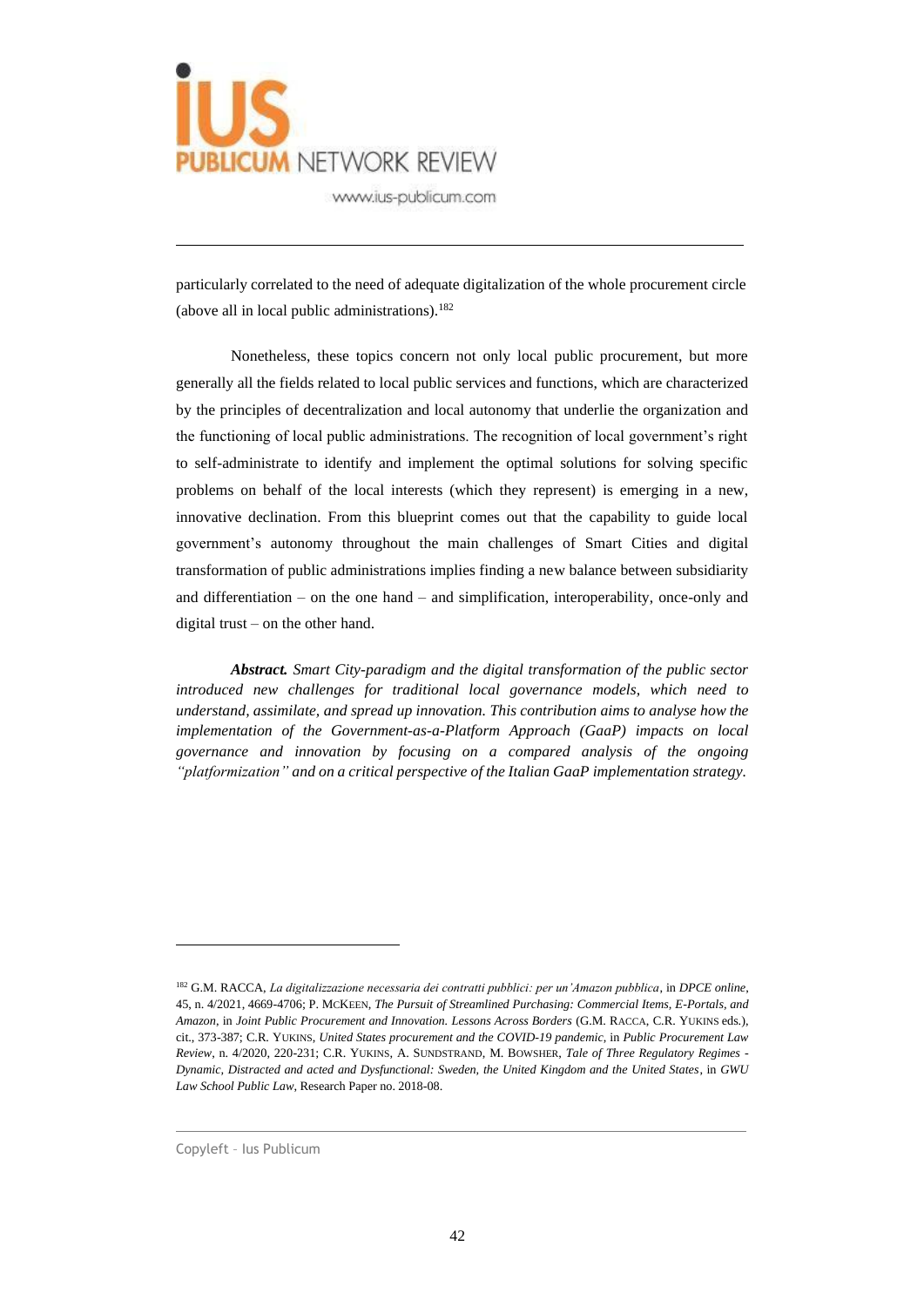particularly correlated to the need of adequate digitalization of the whole procurement circle (above all in local public administrations).[182]

Nonetheless, these topics concern not only local public procurement, but more generally all the fields related to local public services and functions, which are characterized by the principles of decentralization and local autonomy that underlie the organization and the functioning of local public administrations. The recognition of local government's right to self-administrate to identify and implement the optimal solutions for solving specific problems on behalf of the local interests (which they represent) is emerging in a new, innovative declination. From this blueprint comes out that the capability to guide local government's autonomy throughout the main challenges of Smart Cities and digital transformation of public administrations implies finding a new balance between subsidiarity and differentiation – on the one hand – and simplification, interoperability, once-only and digital trust – on the other hand.

***Abstract.*** *Smart City-paradigm and the digital transformation of the public sector introduced new challenges for traditional local governance models, which need to understand, assimilate, and spread up innovation. This contribution aims to analyse how the implementation of the Government-as-a-Platform Approach (GaaP) impacts on local governance and innovation by focusing on a compared analysis of the ongoing "platformization" and on a critical perspective of the Italian GaaP implementation strategy.*

---

[182] G.M. RACCA, *La digitalizzazione necessaria dei contratti pubblici: per un'Amazon pubblica*, in *DPCE online*, 45, n. 4/2021, 4669-4706; P. MCKEEN, *The Pursuit of Streamlined Purchasing: Commercial Items, E-Portals, and Amazon*, in *Joint Public Procurement and Innovation. Lessons Across Borders* (G.M. RACCA, C.R. YUKINS eds.), cit., 373-387; C.R. YUKINS, *United States procurement and the COVID-19 pandemic*, in *Public Procurement Law Review*, n. 4/2020, 220-231; C.R. YUKINS, A. SUNDSTRAND, M. BOWSHER, *Tale of Three Regulatory Regimes - Dynamic, Distracted and acted and Dysfunctional: Sweden, the United Kingdom and the United States*, in *GWU Law School Public Law*, Research Paper no. 2018-08.